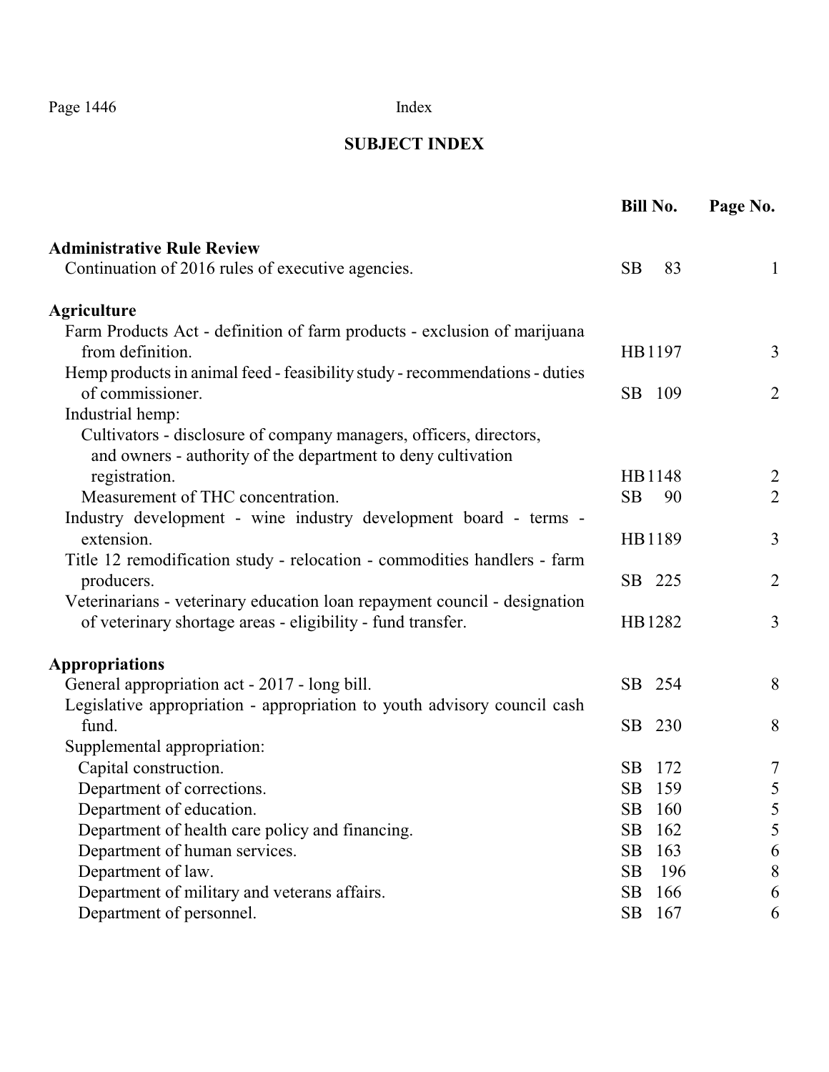## SUBJECT INDEX

| | Bill No. | Page No. |
|---|---|---|
| **Administrative Rule Review** | | |
| Continuation of 2016 rules of executive agencies. | SB 83 | 1 |
| **Agriculture** | | |
| Farm Products Act - definition of farm products - exclusion of marijuana from definition. | HB1197 | 3 |
| Hemp products in animal feed - feasibility study - recommendations - duties of commissioner. | SB 109 | 2 |
| Industrial hemp: | | |
| Cultivators - disclosure of company managers, officers, directors, and owners - authority of the department to deny cultivation registration. | HB1148 | 2 |
| Measurement of THC concentration. | SB 90 | 2 |
| Industry development - wine industry development board - terms - extension. | HB1189 | 3 |
| Title 12 remodification study - relocation - commodities handlers - farm producers. | SB 225 | 2 |
| Veterinarians - veterinary education loan repayment council - designation of veterinary shortage areas - eligibility - fund transfer. | HB1282 | 3 |
| **Appropriations** | | |
| General appropriation act - 2017 - long bill. | SB 254 | 8 |
| Legislative appropriation - appropriation to youth advisory council cash fund. | SB 230 | 8 |
| Supplemental appropriation: | | |
| Capital construction. | SB 172 | 7 |
| Department of corrections. | SB 159 | 5 |
| Department of education. | SB 160 | 5 |
| Department of health care policy and financing. | SB 162 | 5 |
| Department of human services. | SB 163 | 6 |
| Department of law. | SB 196 | 8 |
| Department of military and veterans affairs. | SB 166 | 6 |
| Department of personnel. | SB 167 | 6 |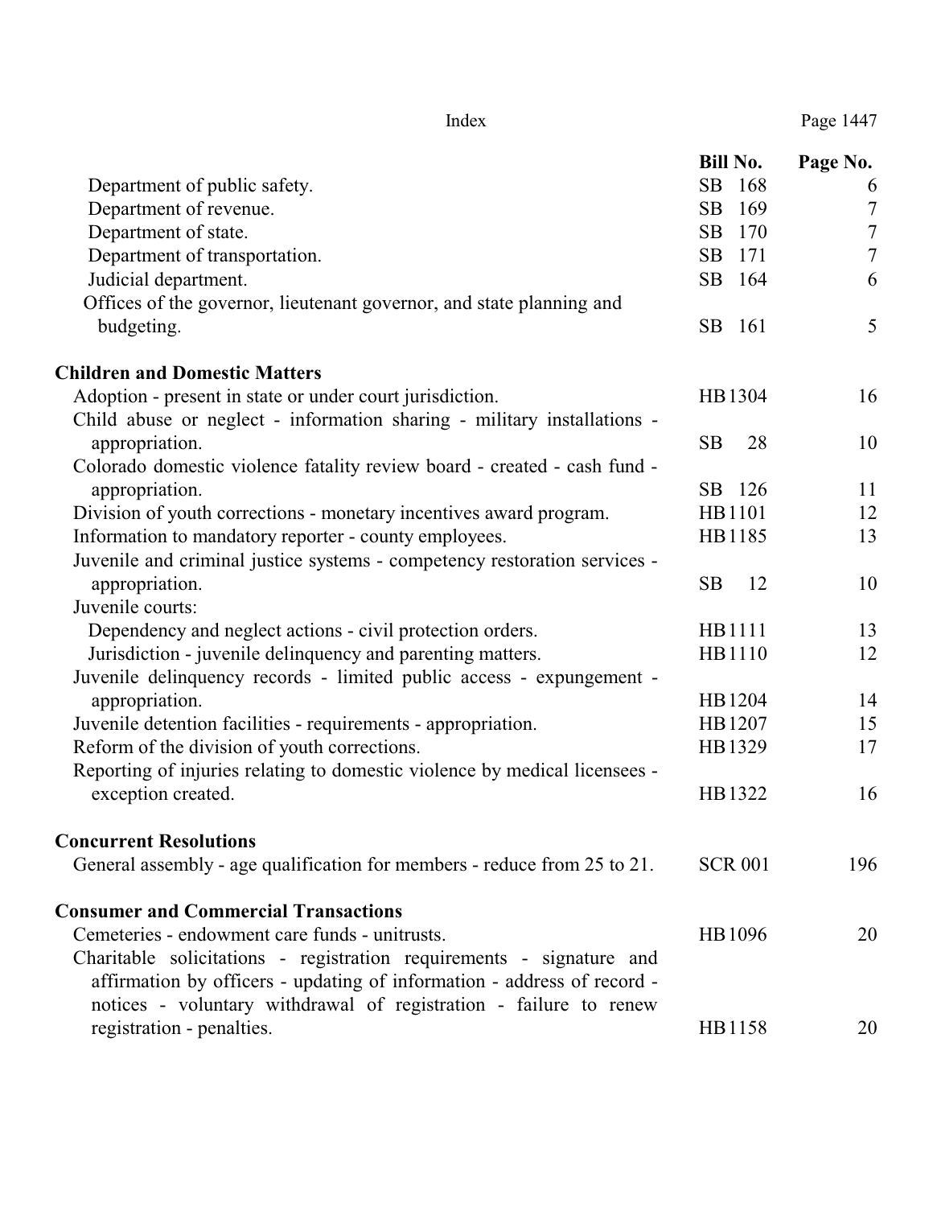| | Bill No. | Page No. |
|---|---|---|
| Department of public safety. | SB 168 | 6 |
| Department of revenue. | SB 169 | 7 |
| Department of state. | SB 170 | 7 |
| Department of transportation. | SB 171 | 7 |
| Judicial department. | SB 164 | 6 |
| Offices of the governor, lieutenant governor, and state planning and budgeting. | SB 161 | 5 |

**Children and Domestic Matters**

| | Bill No. | Page No. |
|---|---|---|
| Adoption - present in state or under court jurisdiction. | HB 1304 | 16 |
| Child abuse or neglect - information sharing - military installations - appropriation. | SB 28 | 10 |
| Colorado domestic violence fatality review board - created - cash fund - appropriation. | SB 126 | 11 |
| Division of youth corrections - monetary incentives award program. | HB 1101 | 12 |
| Information to mandatory reporter - county employees. | HB 1185 | 13 |
| Juvenile and criminal justice systems - competency restoration services - appropriation. | SB 12 | 10 |
| Juvenile courts: | | |
| Dependency and neglect actions - civil protection orders. | HB 1111 | 13 |
| Jurisdiction - juvenile delinquency and parenting matters. | HB 1110 | 12 |
| Juvenile delinquency records - limited public access - expungement - appropriation. | HB 1204 | 14 |
| Juvenile detention facilities - requirements - appropriation. | HB 1207 | 15 |
| Reform of the division of youth corrections. | HB 1329 | 17 |
| Reporting of injuries relating to domestic violence by medical licensees - exception created. | HB 1322 | 16 |

**Concurrent Resolutions**

| | Bill No. | Page No. |
|---|---|---|
| General assembly - age qualification for members - reduce from 25 to 21. | SCR 001 | 196 |

**Consumer and Commercial Transactions**

| | Bill No. | Page No. |
|---|---|---|
| Cemeteries - endowment care funds - unitrusts. | HB 1096 | 20 |
| Charitable solicitations - registration requirements - signature and affirmation by officers - updating of information - address of record - notices - voluntary withdrawal of registration - failure to renew registration - penalties. | HB 1158 | 20 |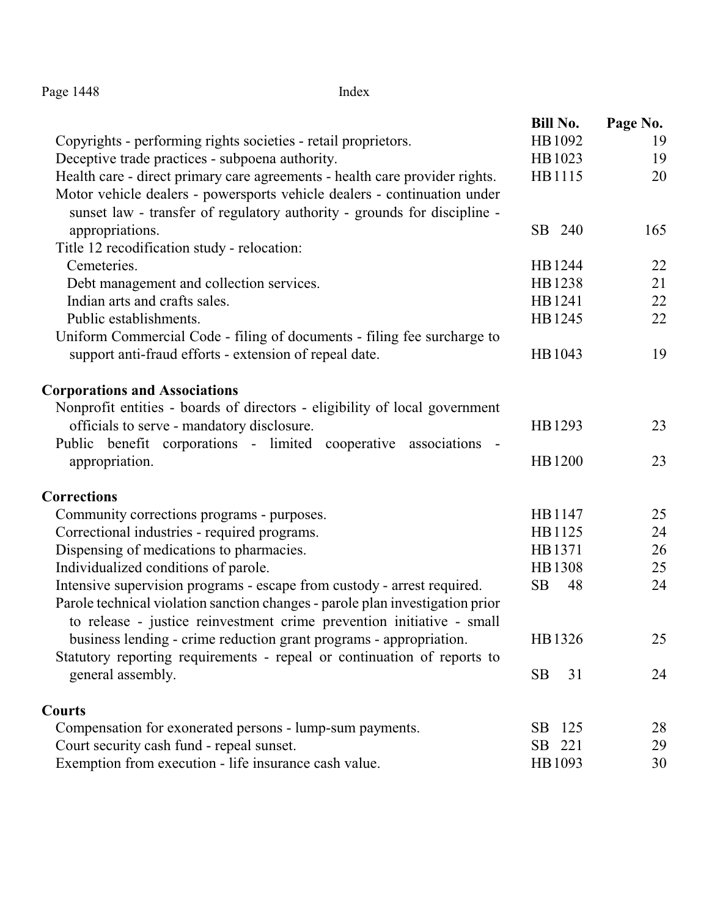| | Bill No. | Page No. |
|---|---|---|
| Copyrights - performing rights societies - retail proprietors. | HB 1092 | 19 |
| Deceptive trade practices - subpoena authority. | HB 1023 | 19 |
| Health care - direct primary care agreements - health care provider rights. | HB 1115 | 20 |
| Motor vehicle dealers - powersports vehicle dealers - continuation under sunset law - transfer of regulatory authority - grounds for discipline - appropriations. | SB 240 | 165 |
| Title 12 recodification study - relocation: | | |
| Cemeteries. | HB 1244 | 22 |
| Debt management and collection services. | HB 1238 | 21 |
| Indian arts and crafts sales. | HB 1241 | 22 |
| Public establishments. | HB 1245 | 22 |
| Uniform Commercial Code - filing of documents - filing fee surcharge to support anti-fraud efforts - extension of repeal date. | HB 1043 | 19 |

**Corporations and Associations**

| | Bill No. | Page No. |
|---|---|---|
| Nonprofit entities - boards of directors - eligibility of local government officials to serve - mandatory disclosure. | HB 1293 | 23 |
| Public benefit corporations - limited cooperative associations - appropriation. | HB 1200 | 23 |

**Corrections**

| | Bill No. | Page No. |
|---|---|---|
| Community corrections programs - purposes. | HB 1147 | 25 |
| Correctional industries - required programs. | HB 1125 | 24 |
| Dispensing of medications to pharmacies. | HB 1371 | 26 |
| Individualized conditions of parole. | HB 1308 | 25 |
| Intensive supervision programs - escape from custody - arrest required. | SB 48 | 24 |
| Parole technical violation sanction changes - parole plan investigation prior to release - justice reinvestment crime prevention initiative - small business lending - crime reduction grant programs - appropriation. | HB 1326 | 25 |
| Statutory reporting requirements - repeal or continuation of reports to general assembly. | SB 31 | 24 |

**Courts**

| | Bill No. | Page No. |
|---|---|---|
| Compensation for exonerated persons - lump-sum payments. | SB 125 | 28 |
| Court security cash fund - repeal sunset. | SB 221 | 29 |
| Exemption from execution - life insurance cash value. | HB 1093 | 30 |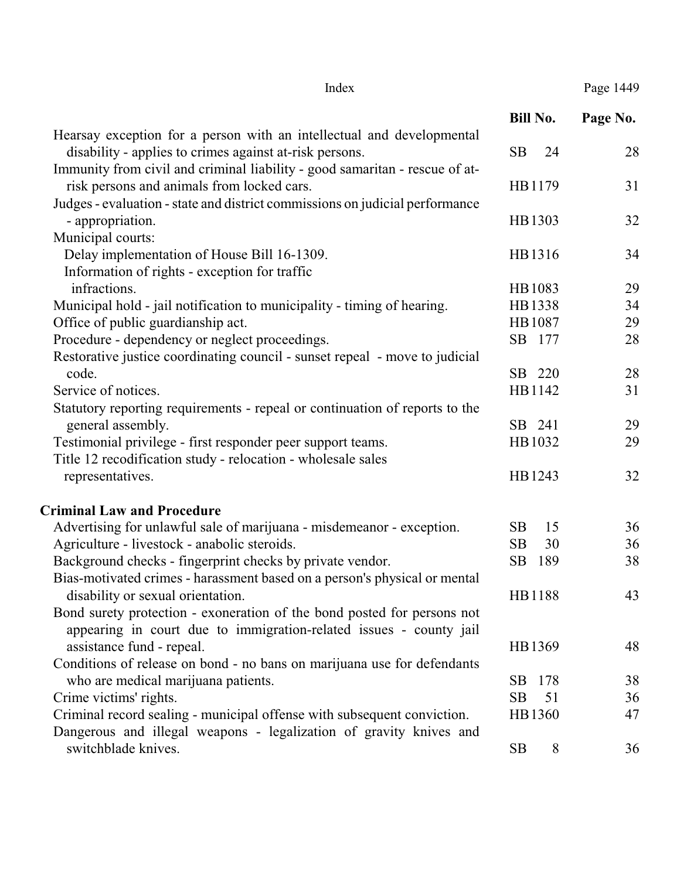| | Bill No. | Page No. |
|---|---|---|
| Hearsay exception for a person with an intellectual and developmental disability - applies to crimes against at-risk persons. | SB 24 | 28 |
| Immunity from civil and criminal liability - good samaritan - rescue of at-risk persons and animals from locked cars. | HB1179 | 31 |
| Judges - evaluation - state and district commissions on judicial performance - appropriation. | HB1303 | 32 |
| Municipal courts: | | |
| Delay implementation of House Bill 16-1309. | HB1316 | 34 |
| Information of rights - exception for traffic infractions. | HB1083 | 29 |
| Municipal hold - jail notification to municipality - timing of hearing. | HB1338 | 34 |
| Office of public guardianship act. | HB1087 | 29 |
| Procedure - dependency or neglect proceedings. | SB 177 | 28 |
| Restorative justice coordinating council - sunset repeal - move to judicial code. | SB 220 | 28 |
| Service of notices. | HB1142 | 31 |
| Statutory reporting requirements - repeal or continuation of reports to the general assembly. | SB 241 | 29 |
| Testimonial privilege - first responder peer support teams. | HB1032 | 29 |
| Title 12 recodification study - relocation - wholesale sales representatives. | HB1243 | 32 |

## Criminal Law and Procedure

| | Bill No. | Page No. |
|---|---|---|
| Advertising for unlawful sale of marijuana - misdemeanor - exception. | SB 15 | 36 |
| Agriculture - livestock - anabolic steroids. | SB 30 | 36 |
| Background checks - fingerprint checks by private vendor. | SB 189 | 38 |
| Bias-motivated crimes - harassment based on a person's physical or mental disability or sexual orientation. | HB1188 | 43 |
| Bond surety protection - exoneration of the bond posted for persons not appearing in court due to immigration-related issues - county jail assistance fund - repeal. | HB1369 | 48 |
| Conditions of release on bond - no bans on marijuana use for defendants who are medical marijuana patients. | SB 178 | 38 |
| Crime victims' rights. | SB 51 | 36 |
| Criminal record sealing - municipal offense with subsequent conviction. | HB1360 | 47 |
| Dangerous and illegal weapons - legalization of gravity knives and switchblade knives. | SB 8 | 36 |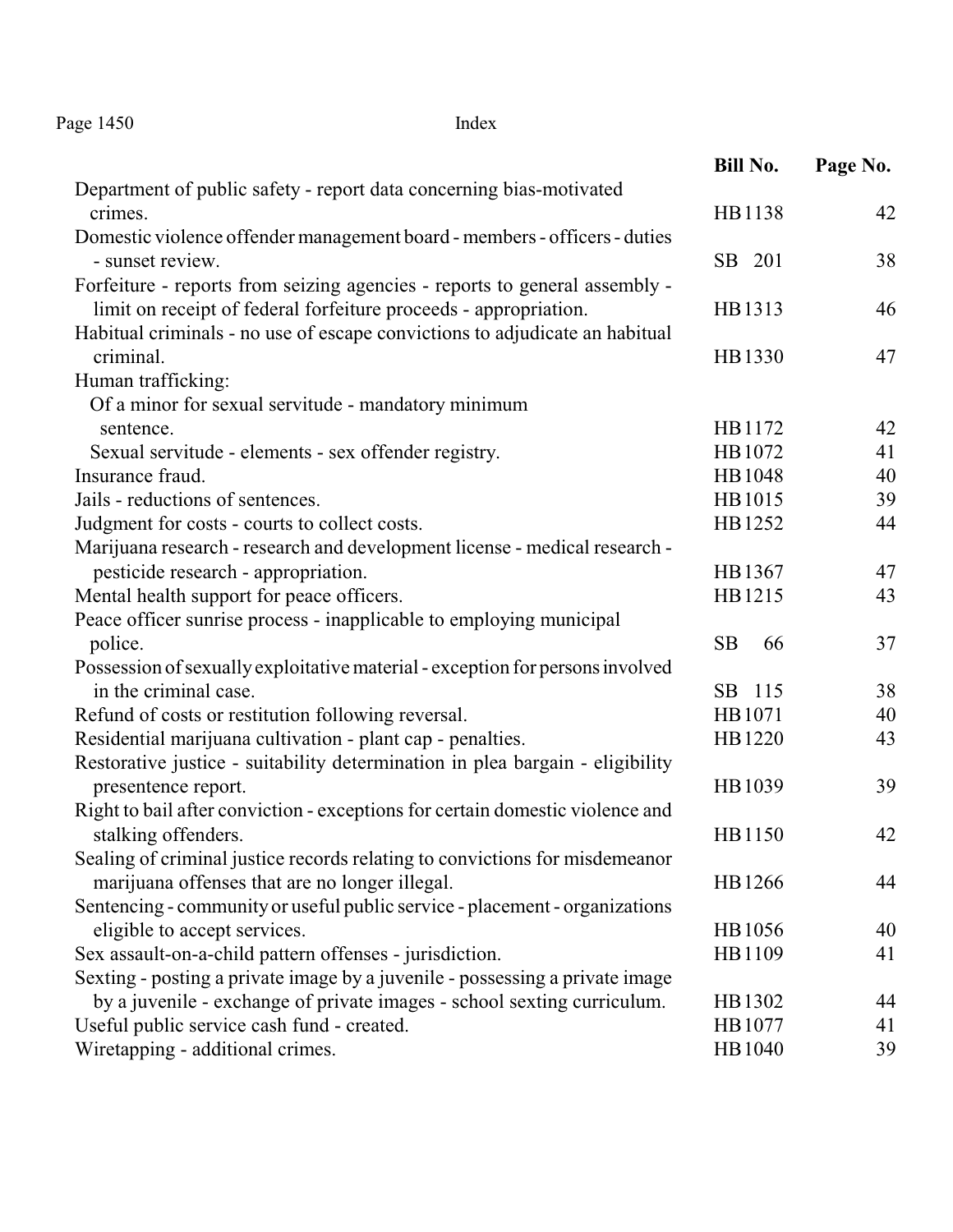| | Bill No. | Page No. |
|---|---|---|
| Department of public safety - report data concerning bias-motivated crimes. | HB 1138 | 42 |
| Domestic violence offender management board - members - officers - duties - sunset review. | SB 201 | 38 |
| Forfeiture - reports from seizing agencies - reports to general assembly - limit on receipt of federal forfeiture proceeds - appropriation. | HB 1313 | 46 |
| Habitual criminals - no use of escape convictions to adjudicate an habitual criminal. | HB 1330 | 47 |
| Human trafficking: | | |
| Of a minor for sexual servitude - mandatory minimum sentence. | HB 1172 | 42 |
| Sexual servitude - elements - sex offender registry. | HB 1072 | 41 |
| Insurance fraud. | HB 1048 | 40 |
| Jails - reductions of sentences. | HB 1015 | 39 |
| Judgment for costs - courts to collect costs. | HB 1252 | 44 |
| Marijuana research - research and development license - medical research - pesticide research - appropriation. | HB 1367 | 47 |
| Mental health support for peace officers. | HB 1215 | 43 |
| Peace officer sunrise process - inapplicable to employing municipal police. | SB 66 | 37 |
| Possession of sexually exploitative material - exception for persons involved in the criminal case. | SB 115 | 38 |
| Refund of costs or restitution following reversal. | HB 1071 | 40 |
| Residential marijuana cultivation - plant cap - penalties. | HB 1220 | 43 |
| Restorative justice - suitability determination in plea bargain - eligibility presentence report. | HB 1039 | 39 |
| Right to bail after conviction - exceptions for certain domestic violence and stalking offenders. | HB 1150 | 42 |
| Sealing of criminal justice records relating to convictions for misdemeanor marijuana offenses that are no longer illegal. | HB 1266 | 44 |
| Sentencing - community or useful public service - placement - organizations eligible to accept services. | HB 1056 | 40 |
| Sex assault-on-a-child pattern offenses - jurisdiction. | HB 1109 | 41 |
| Sexting - posting a private image by a juvenile - possessing a private image by a juvenile - exchange of private images - school sexting curriculum. | HB 1302 | 44 |
| Useful public service cash fund - created. | HB 1077 | 41 |
| Wiretapping - additional crimes. | HB 1040 | 39 |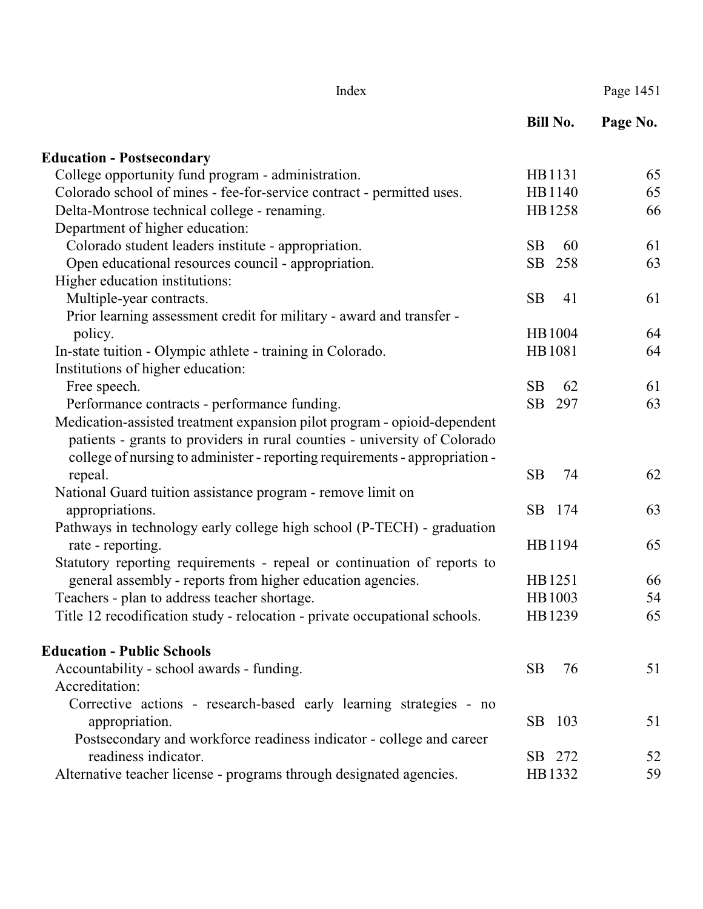| | Bill No. | Page No. |
| --- | --- | --- |
| **Education - Postsecondary** | | |
| College opportunity fund program - administration. | HB 1131 | 65 |
| Colorado school of mines - fee-for-service contract - permitted uses. | HB 1140 | 65 |
| Delta-Montrose technical college - renaming. | HB 1258 | 66 |
| Department of higher education: | | |
| Colorado student leaders institute - appropriation. | SB 60 | 61 |
| Open educational resources council - appropriation. | SB 258 | 63 |
| Higher education institutions: | | |
| Multiple-year contracts. | SB 41 | 61 |
| Prior learning assessment credit for military - award and transfer - policy. | HB 1004 | 64 |
| In-state tuition - Olympic athlete - training in Colorado. | HB 1081 | 64 |
| Institutions of higher education: | | |
| Free speech. | SB 62 | 61 |
| Performance contracts - performance funding. | SB 297 | 63 |
| Medication-assisted treatment expansion pilot program - opioid-dependent patients - grants to providers in rural counties - university of Colorado college of nursing to administer - reporting requirements - appropriation - repeal. | SB 74 | 62 |
| National Guard tuition assistance program - remove limit on appropriations. | SB 174 | 63 |
| Pathways in technology early college high school (P-TECH) - graduation rate - reporting. | HB 1194 | 65 |
| Statutory reporting requirements - repeal or continuation of reports to general assembly - reports from higher education agencies. | HB 1251 | 66 |
| Teachers - plan to address teacher shortage. | HB 1003 | 54 |
| Title 12 recodification study - relocation - private occupational schools. | HB 1239 | 65 |
| **Education - Public Schools** | | |
| Accountability - school awards - funding. | SB 76 | 51 |
| Accreditation: | | |
| Corrective actions - research-based early learning strategies - no appropriation. | SB 103 | 51 |
| Postsecondary and workforce readiness indicator - college and career readiness indicator. | SB 272 | 52 |
| Alternative teacher license - programs through designated agencies. | HB 1332 | 59 |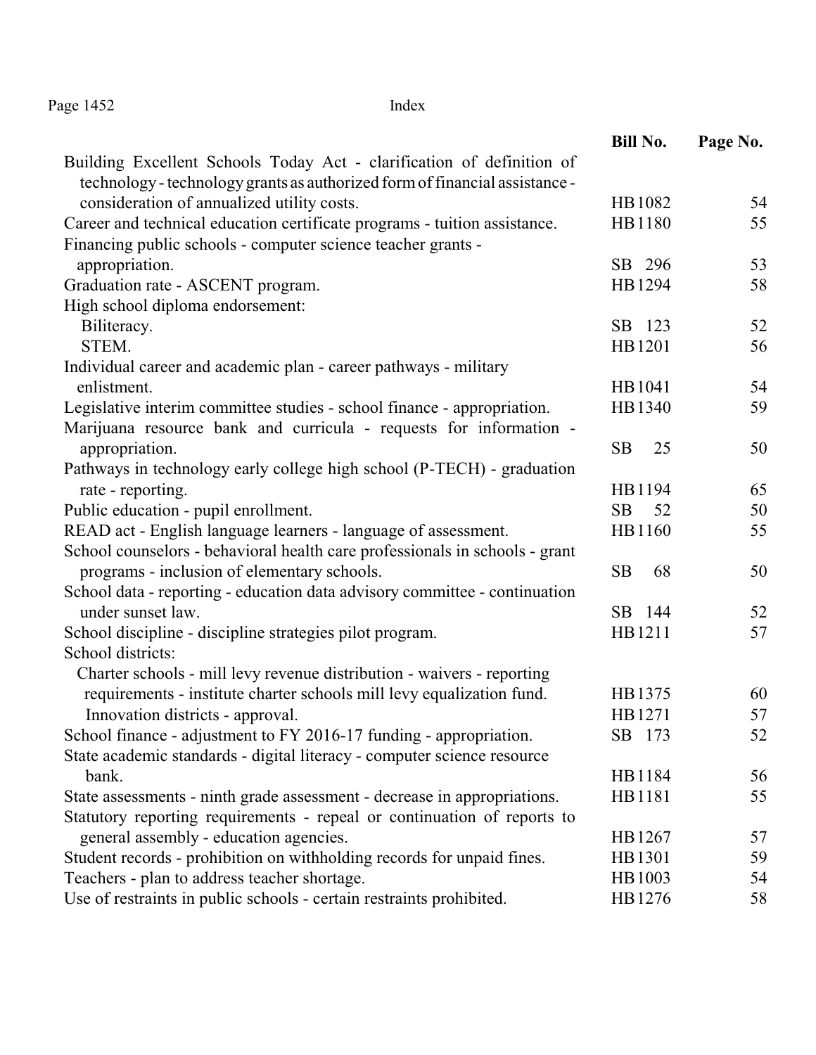| | Bill No. | Page No. |
|---|---|---|
| Building Excellent Schools Today Act - clarification of definition of technology - technology grants as authorized form of financial assistance - consideration of annualized utility costs. | HB 1082 | 54 |
| Career and technical education certificate programs - tuition assistance. | HB 1180 | 55 |
| Financing public schools - computer science teacher grants - appropriation. | SB 296 | 53 |
| Graduation rate - ASCENT program. | HB 1294 | 58 |
| High school diploma endorsement: | | |
| Biliteracy. | SB 123 | 52 |
| STEM. | HB 1201 | 56 |
| Individual career and academic plan - career pathways - military enlistment. | HB 1041 | 54 |
| Legislative interim committee studies - school finance - appropriation. | HB 1340 | 59 |
| Marijuana resource bank and curricula - requests for information - appropriation. | SB 25 | 50 |
| Pathways in technology early college high school (P-TECH) - graduation rate - reporting. | HB 1194 | 65 |
| Public education - pupil enrollment. | SB 52 | 50 |
| READ act - English language learners - language of assessment. | HB 1160 | 55 |
| School counselors - behavioral health care professionals in schools - grant programs - inclusion of elementary schools. | SB 68 | 50 |
| School data - reporting - education data advisory committee - continuation under sunset law. | SB 144 | 52 |
| School discipline - discipline strategies pilot program. | HB 1211 | 57 |
| School districts: | | |
| Charter schools - mill levy revenue distribution - waivers - reporting requirements - institute charter schools mill levy equalization fund. | HB 1375 | 60 |
| Innovation districts - approval. | HB 1271 | 57 |
| School finance - adjustment to FY 2016-17 funding - appropriation. | SB 173 | 52 |
| State academic standards - digital literacy - computer science resource bank. | HB 1184 | 56 |
| State assessments - ninth grade assessment - decrease in appropriations. | HB 1181 | 55 |
| Statutory reporting requirements - repeal or continuation of reports to general assembly - education agencies. | HB 1267 | 57 |
| Student records - prohibition on withholding records for unpaid fines. | HB 1301 | 59 |
| Teachers - plan to address teacher shortage. | HB 1003 | 54 |
| Use of restraints in public schools - certain restraints prohibited. | HB 1276 | 58 |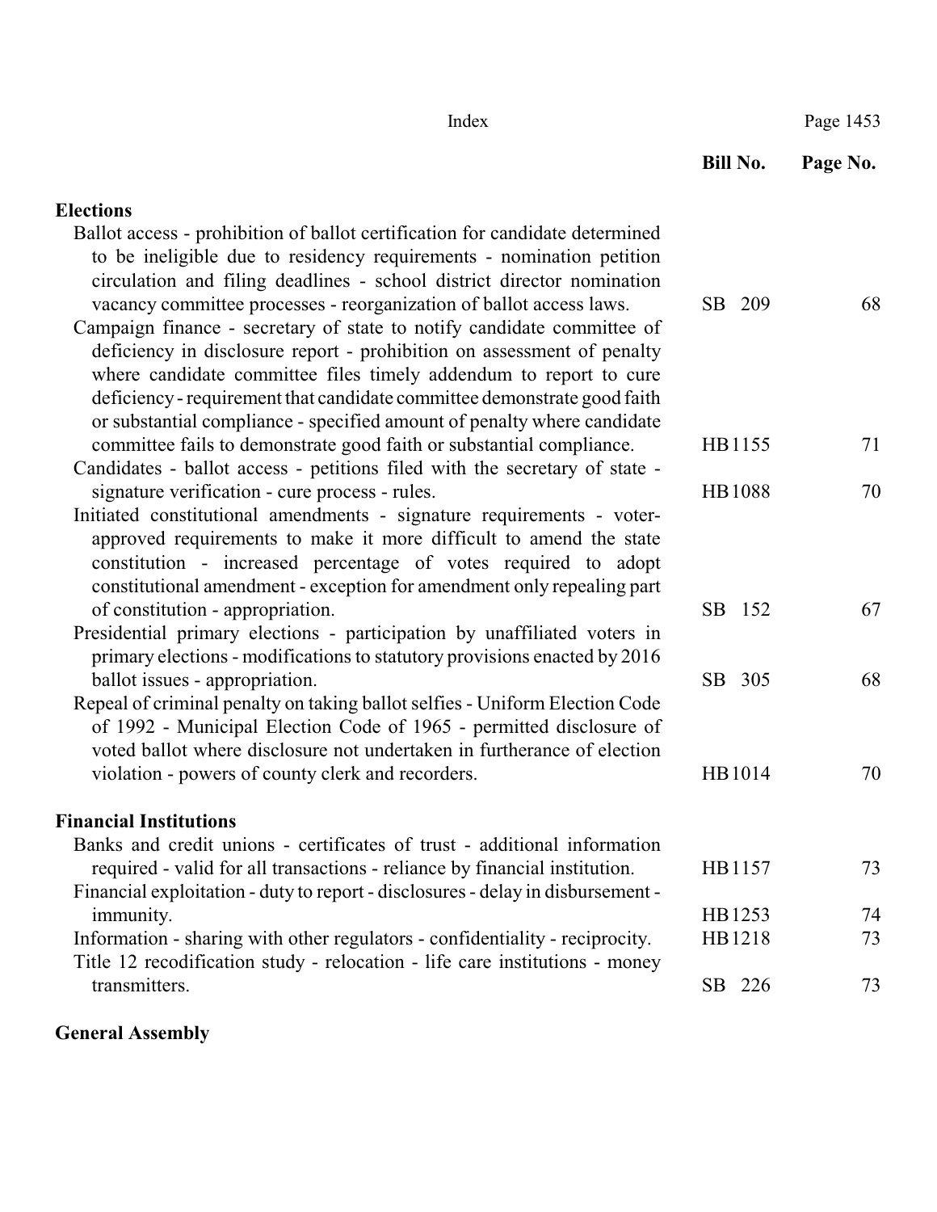| | Bill No. | Page No. |
|---|---|---|
| **Elections** | | |
| Ballot access - prohibition of ballot certification for candidate determined to be ineligible due to residency requirements - nomination petition circulation and filing deadlines - school district director nomination vacancy committee processes - reorganization of ballot access laws. | SB 209 | 68 |
| Campaign finance - secretary of state to notify candidate committee of deficiency in disclosure report - prohibition on assessment of penalty where candidate committee files timely addendum to report to cure deficiency - requirement that candidate committee demonstrate good faith or substantial compliance - specified amount of penalty where candidate committee fails to demonstrate good faith or substantial compliance. | HB1155 | 71 |
| Candidates - ballot access - petitions filed with the secretary of state - signature verification - cure process - rules. | HB1088 | 70 |
| Initiated constitutional amendments - signature requirements - voter-approved requirements to make it more difficult to amend the state constitution - increased percentage of votes required to adopt constitutional amendment - exception for amendment only repealing part of constitution - appropriation. | SB 152 | 67 |
| Presidential primary elections - participation by unaffiliated voters in primary elections - modifications to statutory provisions enacted by 2016 ballot issues - appropriation. | SB 305 | 68 |
| Repeal of criminal penalty on taking ballot selfies - Uniform Election Code of 1992 - Municipal Election Code of 1965 - permitted disclosure of voted ballot where disclosure not undertaken in furtherance of election violation - powers of county clerk and recorders. | HB1014 | 70 |
| **Financial Institutions** | | |
| Banks and credit unions - certificates of trust - additional information required - valid for all transactions - reliance by financial institution. | HB1157 | 73 |
| Financial exploitation - duty to report - disclosures - delay in disbursement - immunity. | HB1253 | 74 |
| Information - sharing with other regulators - confidentiality - reciprocity. | HB1218 | 73 |
| Title 12 recodification study - relocation - life care institutions - money transmitters. | SB 226 | 73 |

**General Assembly**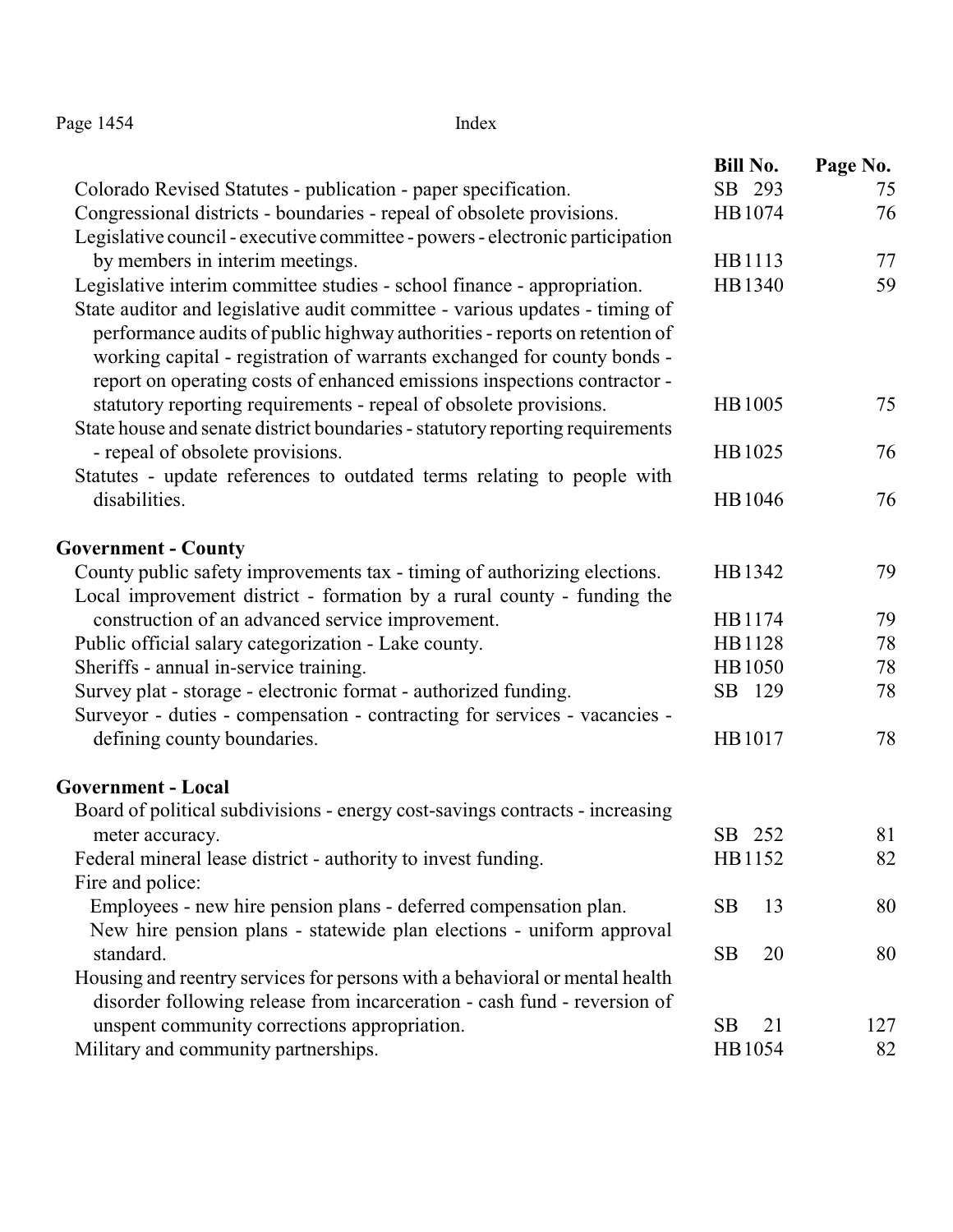| | Bill No. | Page No. |
|---|---|---|
| Colorado Revised Statutes - publication - paper specification. | SB 293 | 75 |
| Congressional districts - boundaries - repeal of obsolete provisions. | HB 1074 | 76 |
| Legislative council - executive committee - powers - electronic participation by members in interim meetings. | HB 1113 | 77 |
| Legislative interim committee studies - school finance - appropriation. | HB 1340 | 59 |
| State auditor and legislative audit committee - various updates - timing of performance audits of public highway authorities - reports on retention of working capital - registration of warrants exchanged for county bonds - report on operating costs of enhanced emissions inspections contractor - statutory reporting requirements - repeal of obsolete provisions. | HB 1005 | 75 |
| State house and senate district boundaries - statutory reporting requirements - repeal of obsolete provisions. | HB 1025 | 76 |
| Statutes - update references to outdated terms relating to people with disabilities. | HB 1046 | 76 |

**Government - County**

| | Bill No. | Page No. |
|---|---|---|
| County public safety improvements tax - timing of authorizing elections. | HB 1342 | 79 |
| Local improvement district - formation by a rural county - funding the construction of an advanced service improvement. | HB 1174 | 79 |
| Public official salary categorization - Lake county. | HB 1128 | 78 |
| Sheriffs - annual in-service training. | HB 1050 | 78 |
| Survey plat - storage - electronic format - authorized funding. | SB 129 | 78 |
| Surveyor - duties - compensation - contracting for services - vacancies - defining county boundaries. | HB 1017 | 78 |

**Government - Local**

| | Bill No. | Page No. |
|---|---|---|
| Board of political subdivisions - energy cost-savings contracts - increasing meter accuracy. | SB 252 | 81 |
| Federal mineral lease district - authority to invest funding. | HB 1152 | 82 |
| Fire and police: | | |
| Employees - new hire pension plans - deferred compensation plan. | SB 13 | 80 |
| New hire pension plans - statewide plan elections - uniform approval standard. | SB 20 | 80 |
| Housing and reentry services for persons with a behavioral or mental health disorder following release from incarceration - cash fund - reversion of unspent community corrections appropriation. | SB 21 | 127 |
| Military and community partnerships. | HB 1054 | 82 |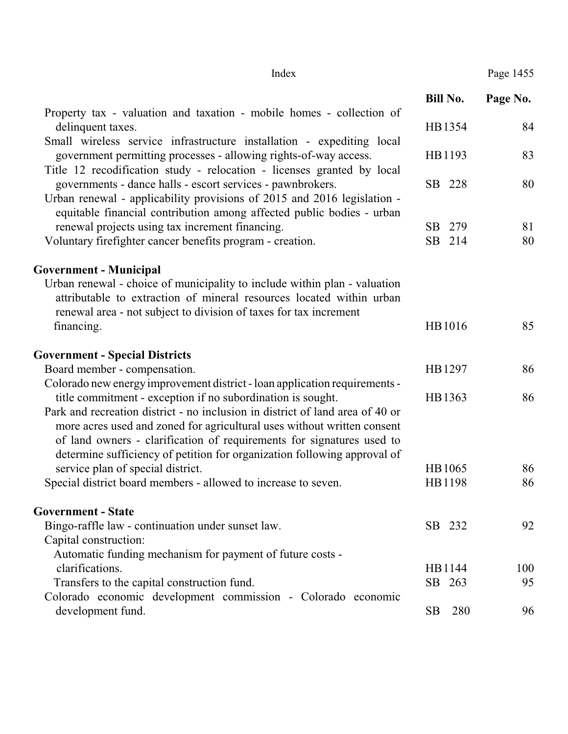| | Bill No. | Page No. |
|---|---|---|
| Property tax - valuation and taxation - mobile homes - collection of delinquent taxes. | HB1354 | 84 |
| Small wireless service infrastructure installation - expediting local government permitting processes - allowing rights-of-way access. | HB1193 | 83 |
| Title 12 recodification study - relocation - licenses granted by local governments - dance halls - escort services - pawnbrokers. | SB 228 | 80 |
| Urban renewal - applicability provisions of 2015 and 2016 legislation - equitable financial contribution among affected public bodies - urban renewal projects using tax increment financing. | SB 279 | 81 |
| Voluntary firefighter cancer benefits program - creation. | SB 214 | 80 |
| **Government - Municipal** | | |
| Urban renewal - choice of municipality to include within plan - valuation attributable to extraction of mineral resources located within urban renewal area - not subject to division of taxes for tax increment financing. | HB1016 | 85 |
| **Government - Special Districts** | | |
| Board member - compensation. | HB1297 | 86 |
| Colorado new energy improvement district - loan application requirements - title commitment - exception if no subordination is sought. | HB1363 | 86 |
| Park and recreation district - no inclusion in district of land area of 40 or more acres used and zoned for agricultural uses without written consent of land owners - clarification of requirements for signatures used to determine sufficiency of petition for organization following approval of service plan of special district. | HB1065 | 86 |
| Special district board members - allowed to increase to seven. | HB1198 | 86 |
| **Government - State** | | |
| Bingo-raffle law - continuation under sunset law. | SB 232 | 92 |
| Capital construction: | | |
| Automatic funding mechanism for payment of future costs - clarifications. | HB1144 | 100 |
| Transfers to the capital construction fund. | SB 263 | 95 |
| Colorado economic development commission - Colorado economic development fund. | SB 280 | 96 |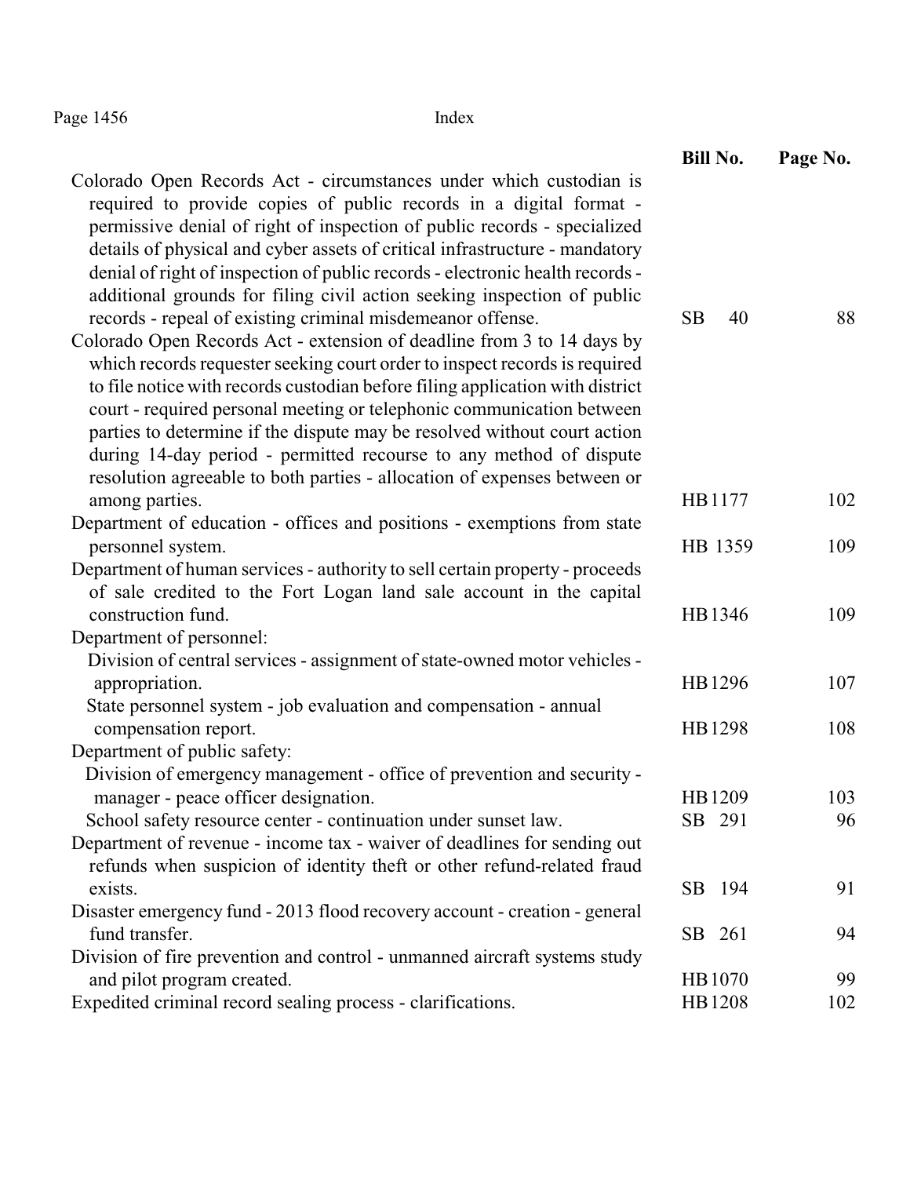| | Bill No. | Page No. |
|---|---|---|
| Colorado Open Records Act - circumstances under which custodian is required to provide copies of public records in a digital format - permissive denial of right of inspection of public records - specialized details of physical and cyber assets of critical infrastructure - mandatory denial of right of inspection of public records - electronic health records - additional grounds for filing civil action seeking inspection of public records - repeal of existing criminal misdemeanor offense. | SB 40 | 88 |
| Colorado Open Records Act - extension of deadline from 3 to 14 days by which records requester seeking court order to inspect records is required to file notice with records custodian before filing application with district court - required personal meeting or telephonic communication between parties to determine if the dispute may be resolved without court action during 14-day period - permitted recourse to any method of dispute resolution agreeable to both parties - allocation of expenses between or among parties. | HB1177 | 102 |
| Department of education - offices and positions - exemptions from state personnel system. | HB 1359 | 109 |
| Department of human services - authority to sell certain property - proceeds of sale credited to the Fort Logan land sale account in the capital construction fund. | HB1346 | 109 |
| Department of personnel: | | |
| Division of central services - assignment of state-owned motor vehicles - appropriation. | HB1296 | 107 |
| State personnel system - job evaluation and compensation - annual compensation report. | HB1298 | 108 |
| Department of public safety: | | |
| Division of emergency management - office of prevention and security - manager - peace officer designation. | HB1209 | 103 |
| School safety resource center - continuation under sunset law. | SB 291 | 96 |
| Department of revenue - income tax - waiver of deadlines for sending out refunds when suspicion of identity theft or other refund-related fraud exists. | SB 194 | 91 |
| Disaster emergency fund - 2013 flood recovery account - creation - general fund transfer. | SB 261 | 94 |
| Division of fire prevention and control - unmanned aircraft systems study and pilot program created. | HB1070 | 99 |
| Expedited criminal record sealing process - clarifications. | HB1208 | 102 |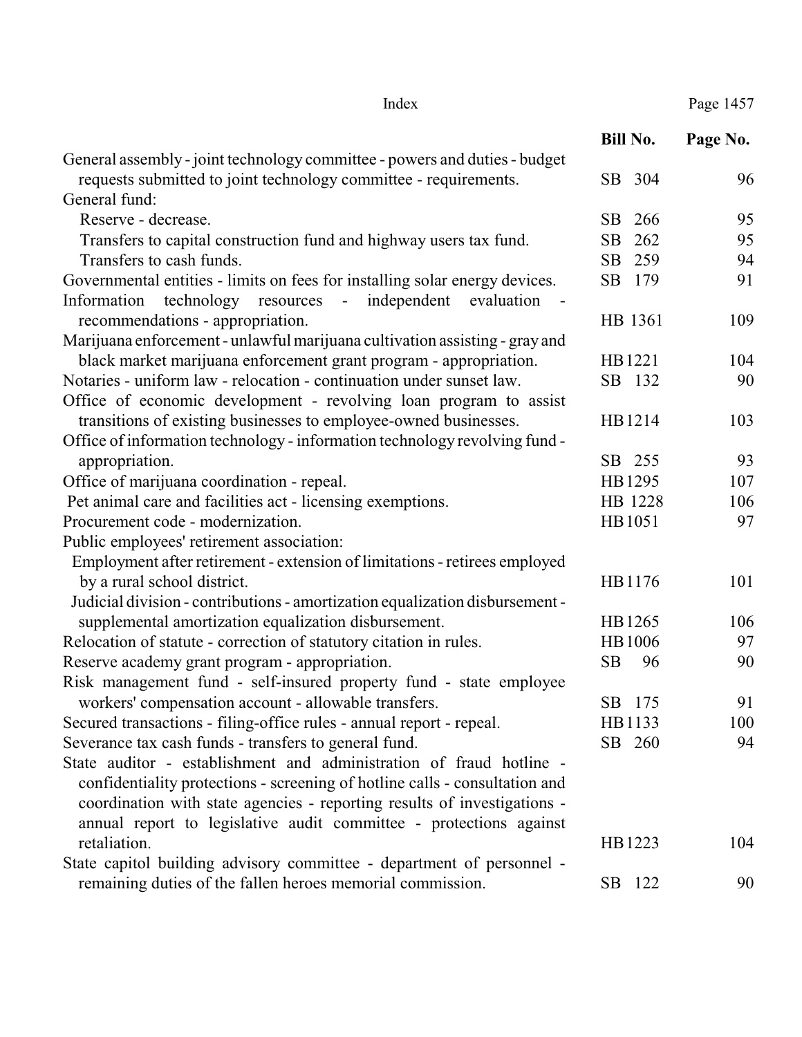| | Bill No. | Page No. |
|---|---|---|
| General assembly - joint technology committee - powers and duties - budget requests submitted to joint technology committee - requirements. | SB 304 | 96 |
| General fund: | | |
| Reserve - decrease. | SB 266 | 95 |
| Transfers to capital construction fund and highway users tax fund. | SB 262 | 95 |
| Transfers to cash funds. | SB 259 | 94 |
| Governmental entities - limits on fees for installing solar energy devices. | SB 179 | 91 |
| Information technology resources - independent evaluation - recommendations - appropriation. | HB 1361 | 109 |
| Marijuana enforcement - unlawful marijuana cultivation assisting - gray and black market marijuana enforcement grant program - appropriation. | HB 1221 | 104 |
| Notaries - uniform law - relocation - continuation under sunset law. | SB 132 | 90 |
| Office of economic development - revolving loan program to assist transitions of existing businesses to employee-owned businesses. | HB 1214 | 103 |
| Office of information technology - information technology revolving fund - appropriation. | SB 255 | 93 |
| Office of marijuana coordination - repeal. | HB 1295 | 107 |
| Pet animal care and facilities act - licensing exemptions. | HB 1228 | 106 |
| Procurement code - modernization. | HB 1051 | 97 |
| Public employees' retirement association: | | |
| Employment after retirement - extension of limitations - retirees employed by a rural school district. | HB 1176 | 101 |
| Judicial division - contributions - amortization equalization disbursement - supplemental amortization equalization disbursement. | HB 1265 | 106 |
| Relocation of statute - correction of statutory citation in rules. | HB 1006 | 97 |
| Reserve academy grant program - appropriation. | SB 96 | 90 |
| Risk management fund - self-insured property fund - state employee workers' compensation account - allowable transfers. | SB 175 | 91 |
| Secured transactions - filing-office rules - annual report - repeal. | HB 1133 | 100 |
| Severance tax cash funds - transfers to general fund. | SB 260 | 94 |
| State auditor - establishment and administration of fraud hotline - confidentiality protections - screening of hotline calls - consultation and coordination with state agencies - reporting results of investigations - annual report to legislative audit committee - protections against retaliation. | HB 1223 | 104 |
| State capitol building advisory committee - department of personnel - remaining duties of the fallen heroes memorial commission. | SB 122 | 90 |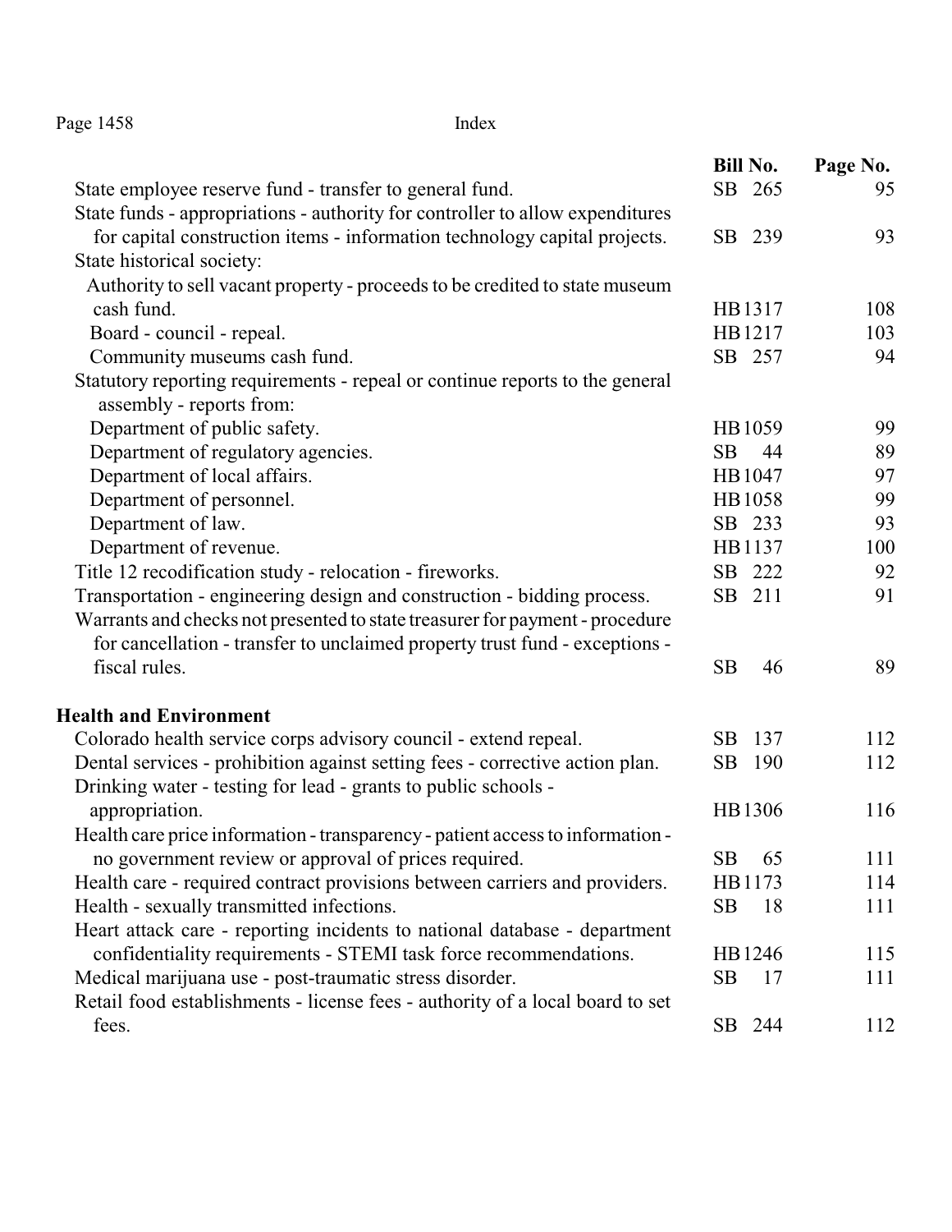| | Bill No. | Page No. |
|---|---|---|
| State employee reserve fund - transfer to general fund. | SB 265 | 95 |
| State funds - appropriations - authority for controller to allow expenditures for capital construction items - information technology capital projects. | SB 239 | 93 |
| State historical society: | | |
| Authority to sell vacant property - proceeds to be credited to state museum cash fund. | HB1317 | 108 |
| Board - council - repeal. | HB1217 | 103 |
| Community museums cash fund. | SB 257 | 94 |
| Statutory reporting requirements - repeal or continue reports to the general assembly - reports from: | | |
| Department of public safety. | HB1059 | 99 |
| Department of regulatory agencies. | SB 44 | 89 |
| Department of local affairs. | HB1047 | 97 |
| Department of personnel. | HB1058 | 99 |
| Department of law. | SB 233 | 93 |
| Department of revenue. | HB1137 | 100 |
| Title 12 recodification study - relocation - fireworks. | SB 222 | 92 |
| Transportation - engineering design and construction - bidding process. | SB 211 | 91 |
| Warrants and checks not presented to state treasurer for payment - procedure for cancellation - transfer to unclaimed property trust fund - exceptions - fiscal rules. | SB 46 | 89 |

**Health and Environment**

| | Bill No. | Page No. |
|---|---|---|
| Colorado health service corps advisory council - extend repeal. | SB 137 | 112 |
| Dental services - prohibition against setting fees - corrective action plan. | SB 190 | 112 |
| Drinking water - testing for lead - grants to public schools - appropriation. | HB1306 | 116 |
| Health care price information - transparency - patient access to information - no government review or approval of prices required. | SB 65 | 111 |
| Health care - required contract provisions between carriers and providers. | HB1173 | 114 |
| Health - sexually transmitted infections. | SB 18 | 111 |
| Heart attack care - reporting incidents to national database - department confidentiality requirements - STEMI task force recommendations. | HB1246 | 115 |
| Medical marijuana use - post-traumatic stress disorder. | SB 17 | 111 |
| Retail food establishments - license fees - authority of a local board to set fees. | SB 244 | 112 |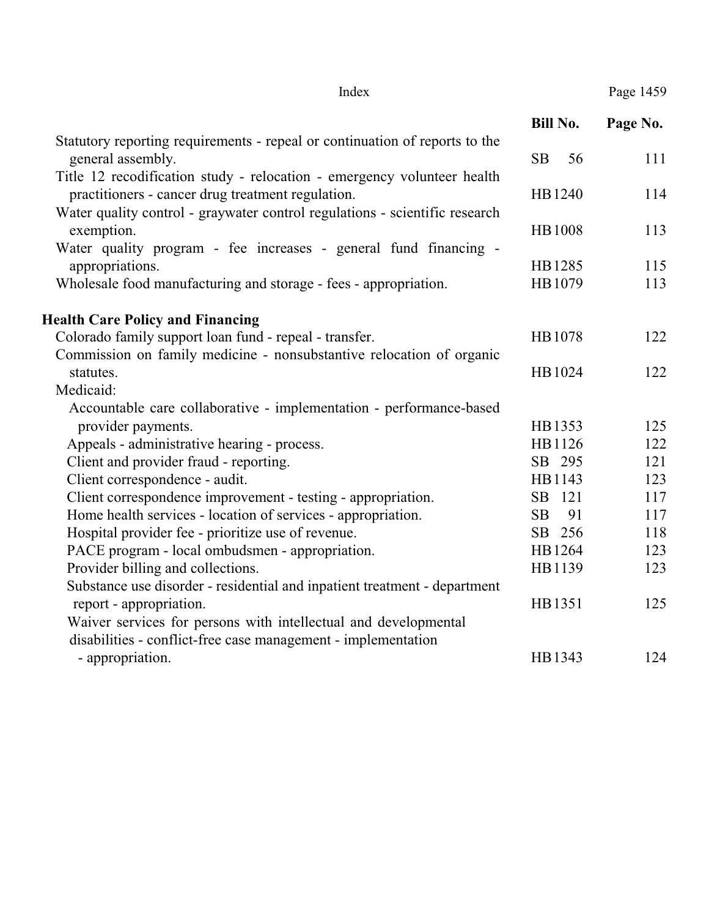| | Bill No. | Page No. |
|---|---|---|
| Statutory reporting requirements - repeal or continuation of reports to the general assembly. | SB 56 | 111 |
| Title 12 recodification study - relocation - emergency volunteer health practitioners - cancer drug treatment regulation. | HB 1240 | 114 |
| Water quality control - graywater control regulations - scientific research exemption. | HB 1008 | 113 |
| Water quality program - fee increases - general fund financing - appropriations. | HB 1285 | 115 |
| Wholesale food manufacturing and storage - fees - appropriation. | HB 1079 | 113 |

**Health Care Policy and Financing**

| | Bill No. | Page No. |
|---|---|---|
| Colorado family support loan fund - repeal - transfer. | HB 1078 | 122 |
| Commission on family medicine - nonsubstantive relocation of organic statutes. | HB 1024 | 122 |
| Medicaid: | | |
| Accountable care collaborative - implementation - performance-based provider payments. | HB 1353 | 125 |
| Appeals - administrative hearing - process. | HB 1126 | 122 |
| Client and provider fraud - reporting. | SB 295 | 121 |
| Client correspondence - audit. | HB 1143 | 123 |
| Client correspondence improvement - testing - appropriation. | SB 121 | 117 |
| Home health services - location of services - appropriation. | SB 91 | 117 |
| Hospital provider fee - prioritize use of revenue. | SB 256 | 118 |
| PACE program - local ombudsmen - appropriation. | HB 1264 | 123 |
| Provider billing and collections. | HB 1139 | 123 |
| Substance use disorder - residential and inpatient treatment - department report - appropriation. | HB 1351 | 125 |
| Waiver services for persons with intellectual and developmental disabilities - conflict-free case management - implementation - appropriation. | HB 1343 | 124 |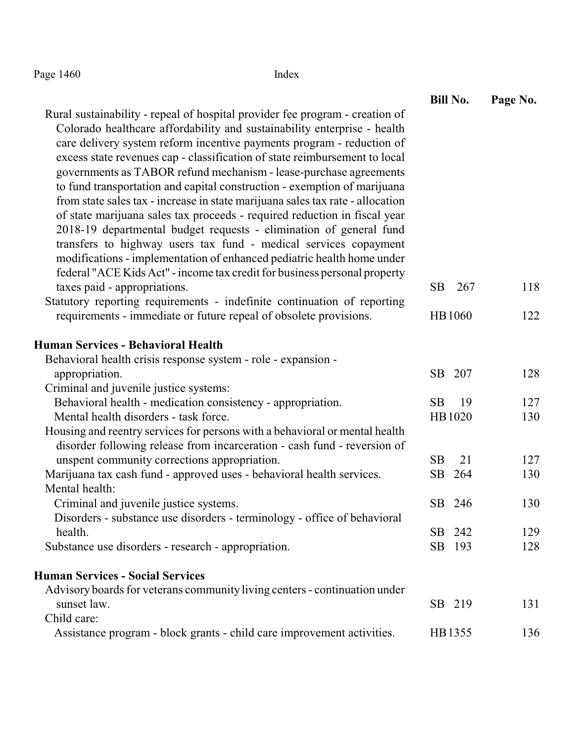| | Bill No. | Page No. |
|---|---|---|
| Rural sustainability - repeal of hospital provider fee program - creation of Colorado healthcare affordability and sustainability enterprise - health care delivery system reform incentive payments program - reduction of excess state revenues cap - classification of state reimbursement to local governments as TABOR refund mechanism - lease-purchase agreements to fund transportation and capital construction - exemption of marijuana from state sales tax - increase in state marijuana sales tax rate - allocation of state marijuana sales tax proceeds - required reduction in fiscal year 2018-19 departmental budget requests - elimination of general fund transfers to highway users tax fund - medical services copayment modifications - implementation of enhanced pediatric health home under federal "ACE Kids Act" - income tax credit for business personal property taxes paid - appropriations. | SB 267 | 118 |
| Statutory reporting requirements - indefinite continuation of reporting requirements - immediate or future repeal of obsolete provisions. | HB 1060 | 122 |

**Human Services - Behavioral Health**

| | Bill No. | Page No. |
|---|---|---|
| Behavioral health crisis response system - role - expansion - appropriation. | SB 207 | 128 |
| Criminal and juvenile justice systems: | | |
| Behavioral health - medication consistency - appropriation. | SB 19 | 127 |
| Mental health disorders - task force. | HB 1020 | 130 |
| Housing and reentry services for persons with a behavioral or mental health disorder following release from incarceration - cash fund - reversion of unspent community corrections appropriation. | SB 21 | 127 |
| Marijuana tax cash fund - approved uses - behavioral health services. | SB 264 | 130 |
| Mental health: | | |
| Criminal and juvenile justice systems. | SB 246 | 130 |
| Disorders - substance use disorders - terminology - office of behavioral health. | SB 242 | 129 |
| Substance use disorders - research - appropriation. | SB 193 | 128 |

**Human Services - Social Services**

| | Bill No. | Page No. |
|---|---|---|
| Advisory boards for veterans community living centers - continuation under sunset law. | SB 219 | 131 |
| Child care: | | |
| Assistance program - block grants - child care improvement activities. | HB 1355 | 136 |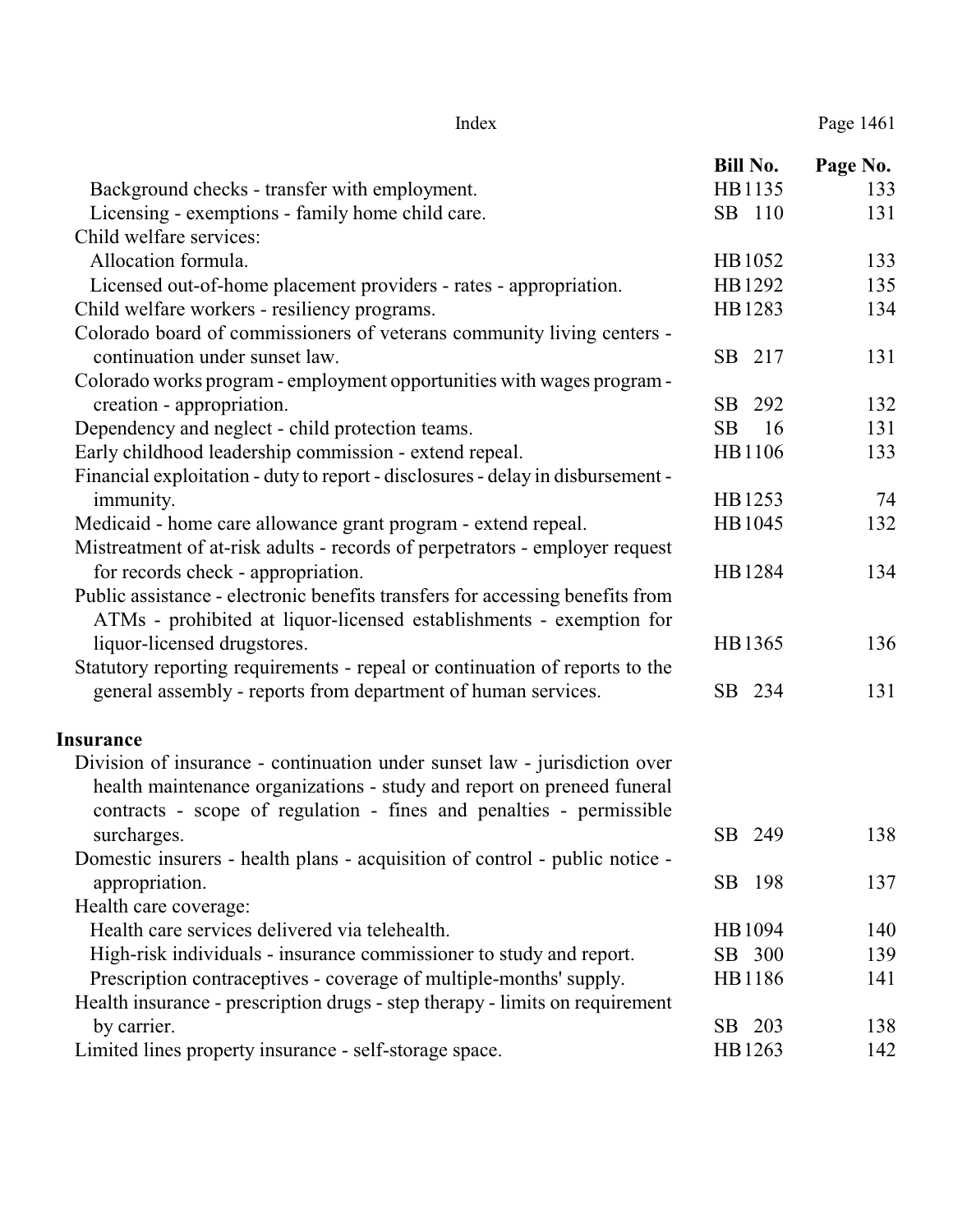| | Bill No. | Page No. |
|---|---|---|
| Background checks - transfer with employment. | HB1135 | 133 |
| Licensing - exemptions - family home child care. | SB 110 | 131 |
| Child welfare services: | | |
| Allocation formula. | HB1052 | 133 |
| Licensed out-of-home placement providers - rates - appropriation. | HB1292 | 135 |
| Child welfare workers - resiliency programs. | HB1283 | 134 |
| Colorado board of commissioners of veterans community living centers - continuation under sunset law. | SB 217 | 131 |
| Colorado works program - employment opportunities with wages program - creation - appropriation. | SB 292 | 132 |
| Dependency and neglect - child protection teams. | SB 16 | 131 |
| Early childhood leadership commission - extend repeal. | HB1106 | 133 |
| Financial exploitation - duty to report - disclosures - delay in disbursement - immunity. | HB1253 | 74 |
| Medicaid - home care allowance grant program - extend repeal. | HB1045 | 132 |
| Mistreatment of at-risk adults - records of perpetrators - employer request for records check - appropriation. | HB1284 | 134 |
| Public assistance - electronic benefits transfers for accessing benefits from ATMs - prohibited at liquor-licensed establishments - exemption for liquor-licensed drugstores. | HB1365 | 136 |
| Statutory reporting requirements - repeal or continuation of reports to the general assembly - reports from department of human services. | SB 234 | 131 |

**Insurance**

| | Bill No. | Page No. |
|---|---|---|
| Division of insurance - continuation under sunset law - jurisdiction over health maintenance organizations - study and report on preneed funeral contracts - scope of regulation - fines and penalties - permissible surcharges. | SB 249 | 138 |
| Domestic insurers - health plans - acquisition of control - public notice - appropriation. | SB 198 | 137 |
| Health care coverage: | | |
| Health care services delivered via telehealth. | HB1094 | 140 |
| High-risk individuals - insurance commissioner to study and report. | SB 300 | 139 |
| Prescription contraceptives - coverage of multiple-months' supply. | HB1186 | 141 |
| Health insurance - prescription drugs - step therapy - limits on requirement by carrier. | SB 203 | 138 |
| Limited lines property insurance - self-storage space. | HB1263 | 142 |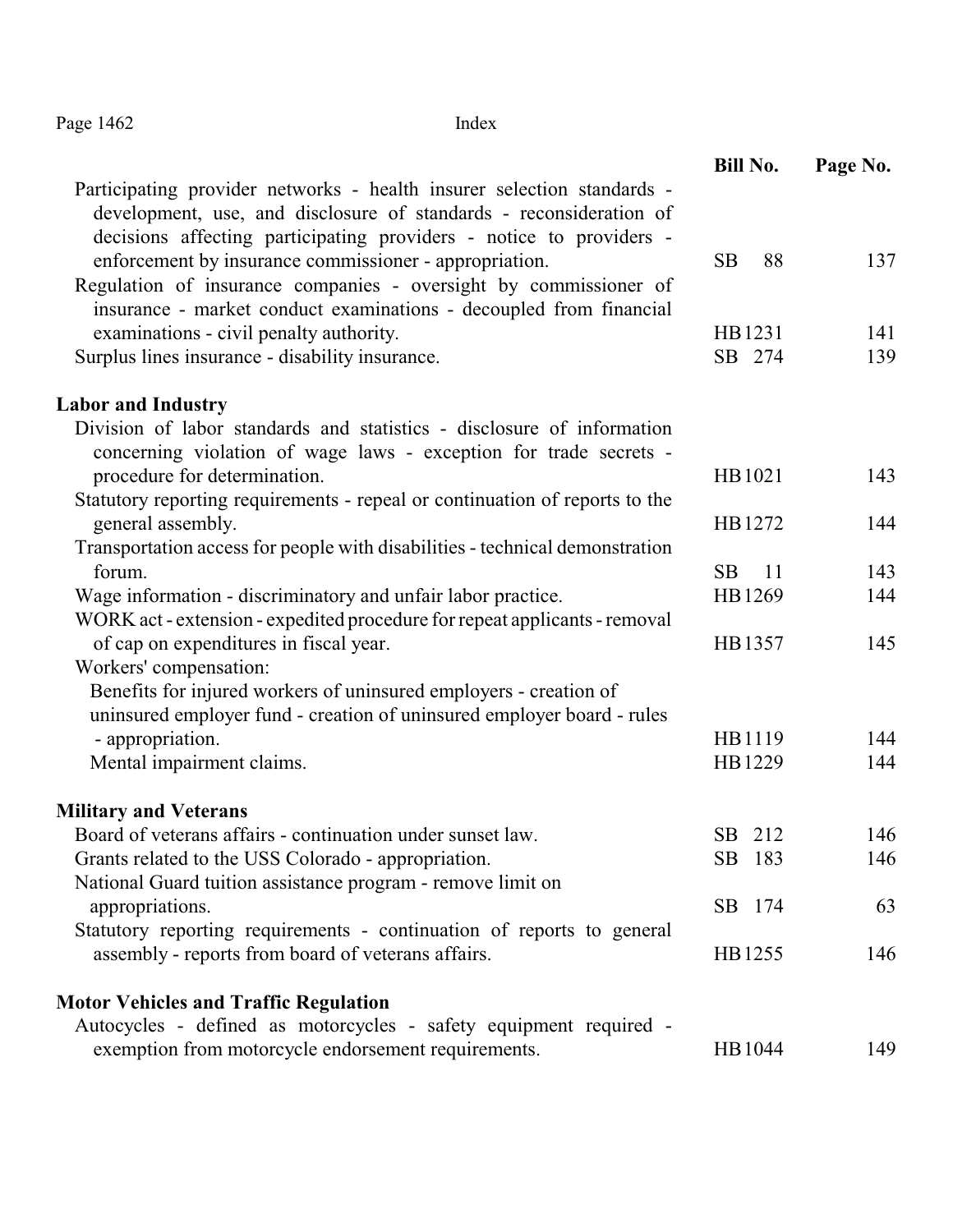| | Bill No. | Page No. |
|---|---|---|
| Participating provider networks - health insurer selection standards - development, use, and disclosure of standards - reconsideration of decisions affecting participating providers - notice to providers - enforcement by insurance commissioner - appropriation. | SB 88 | 137 |
| Regulation of insurance companies - oversight by commissioner of insurance - market conduct examinations - decoupled from financial examinations - civil penalty authority. | HB 1231 | 141 |
| Surplus lines insurance - disability insurance. | SB 274 | 139 |
| **Labor and Industry** | | |
| Division of labor standards and statistics - disclosure of information concerning violation of wage laws - exception for trade secrets - procedure for determination. | HB 1021 | 143 |
| Statutory reporting requirements - repeal or continuation of reports to the general assembly. | HB 1272 | 144 |
| Transportation access for people with disabilities - technical demonstration forum. | SB 11 | 143 |
| Wage information - discriminatory and unfair labor practice. | HB 1269 | 144 |
| WORK act - extension - expedited procedure for repeat applicants - removal of cap on expenditures in fiscal year. | HB 1357 | 145 |
| Workers' compensation: | | |
| Benefits for injured workers of uninsured employers - creation of uninsured employer fund - creation of uninsured employer board - rules - appropriation. | HB 1119 | 144 |
| Mental impairment claims. | HB 1229 | 144 |
| **Military and Veterans** | | |
| Board of veterans affairs - continuation under sunset law. | SB 212 | 146 |
| Grants related to the USS Colorado - appropriation. | SB 183 | 146 |
| National Guard tuition assistance program - remove limit on appropriations. | SB 174 | 63 |
| Statutory reporting requirements - continuation of reports to general assembly - reports from board of veterans affairs. | HB 1255 | 146 |
| **Motor Vehicles and Traffic Regulation** | | |
| Autocycles - defined as motorcycles - safety equipment required - exemption from motorcycle endorsement requirements. | HB 1044 | 149 |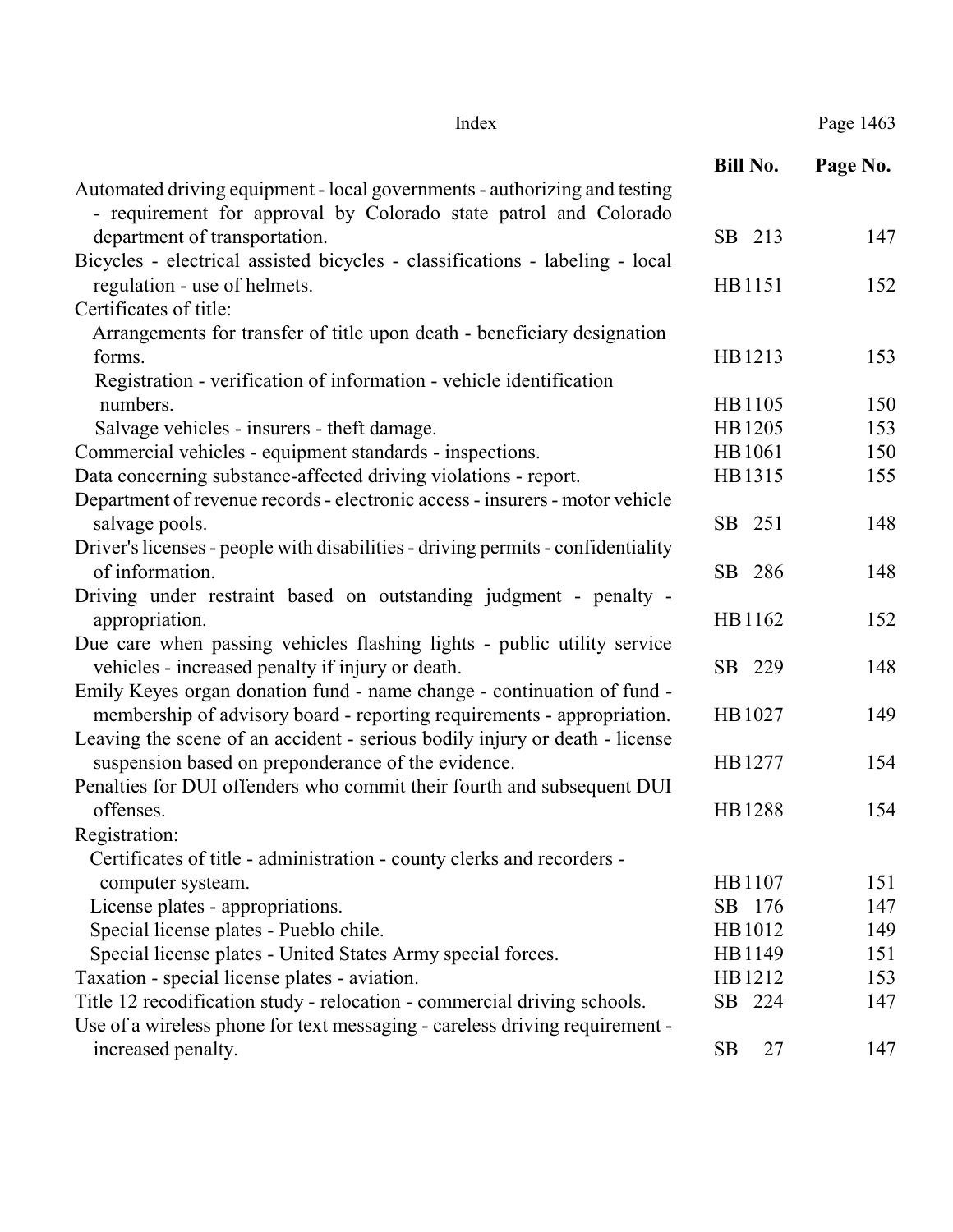| | Bill No. | Page No. |
|---|---|---|
| Automated driving equipment - local governments - authorizing and testing - requirement for approval by Colorado state patrol and Colorado department of transportation. | SB 213 | 147 |
| Bicycles - electrical assisted bicycles - classifications - labeling - local regulation - use of helmets. | HB1151 | 152 |
| Certificates of title: | | |
| Arrangements for transfer of title upon death - beneficiary designation forms. | HB1213 | 153 |
| Registration - verification of information - vehicle identification numbers. | HB1105 | 150 |
| Salvage vehicles - insurers - theft damage. | HB1205 | 153 |
| Commercial vehicles - equipment standards - inspections. | HB1061 | 150 |
| Data concerning substance-affected driving violations - report. | HB1315 | 155 |
| Department of revenue records - electronic access - insurers - motor vehicle salvage pools. | SB 251 | 148 |
| Driver's licenses - people with disabilities - driving permits - confidentiality of information. | SB 286 | 148 |
| Driving under restraint based on outstanding judgment - penalty - appropriation. | HB1162 | 152 |
| Due care when passing vehicles flashing lights - public utility service vehicles - increased penalty if injury or death. | SB 229 | 148 |
| Emily Keyes organ donation fund - name change - continuation of fund - membership of advisory board - reporting requirements - appropriation. | HB1027 | 149 |
| Leaving the scene of an accident - serious bodily injury or death - license suspension based on preponderance of the evidence. | HB1277 | 154 |
| Penalties for DUI offenders who commit their fourth and subsequent DUI offenses. | HB1288 | 154 |
| Registration: | | |
| Certificates of title - administration - county clerks and recorders - computer systeam. | HB1107 | 151 |
| License plates - appropriations. | SB 176 | 147 |
| Special license plates - Pueblo chile. | HB1012 | 149 |
| Special license plates - United States Army special forces. | HB1149 | 151 |
| Taxation - special license plates - aviation. | HB1212 | 153 |
| Title 12 recodification study - relocation - commercial driving schools. | SB 224 | 147 |
| Use of a wireless phone for text messaging - careless driving requirement - increased penalty. | SB 27 | 147 |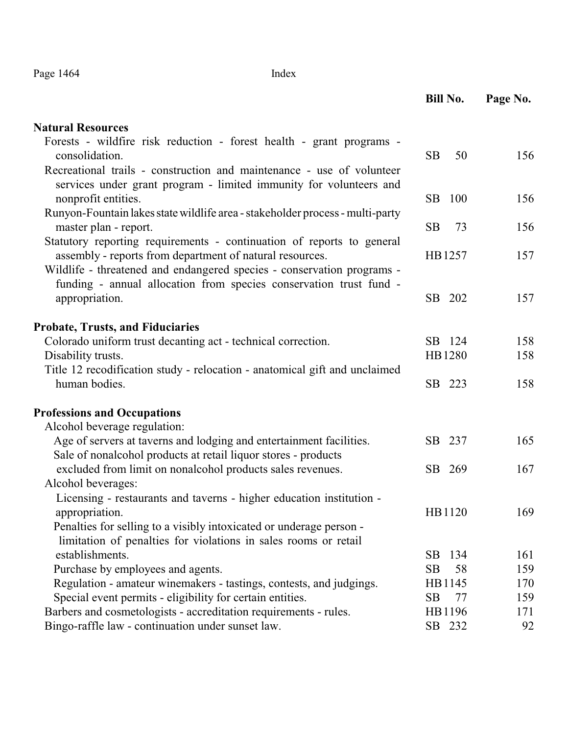| | Bill No. | Page No. |
|---|---|---|
| **Natural Resources** | | |
| Forests - wildfire risk reduction - forest health - grant programs - consolidation. | SB 50 | 156 |
| Recreational trails - construction and maintenance - use of volunteer services under grant program - limited immunity for volunteers and nonprofit entities. | SB 100 | 156 |
| Runyon-Fountain lakes state wildlife area - stakeholder process - multi-party master plan - report. | SB 73 | 156 |
| Statutory reporting requirements - continuation of reports to general assembly - reports from department of natural resources. | HB1257 | 157 |
| Wildlife - threatened and endangered species - conservation programs - funding - annual allocation from species conservation trust fund - appropriation. | SB 202 | 157 |
| **Probate, Trusts, and Fiduciaries** | | |
| Colorado uniform trust decanting act - technical correction. | SB 124 | 158 |
| Disability trusts. | HB1280 | 158 |
| Title 12 recodification study - relocation - anatomical gift and unclaimed human bodies. | SB 223 | 158 |
| **Professions and Occupations** | | |
| Alcohol beverage regulation: | | |
| Age of servers at taverns and lodging and entertainment facilities. | SB 237 | 165 |
| Sale of nonalcohol products at retail liquor stores - products excluded from limit on nonalcohol products sales revenues. | SB 269 | 167 |
| Alcohol beverages: | | |
| Licensing - restaurants and taverns - higher education institution - appropriation. | HB1120 | 169 |
| Penalties for selling to a visibly intoxicated or underage person - limitation of penalties for violations in sales rooms or retail establishments. | SB 134 | 161 |
| Purchase by employees and agents. | SB 58 | 159 |
| Regulation - amateur winemakers - tastings, contests, and judgings. | HB1145 | 170 |
| Special event permits - eligibility for certain entities. | SB 77 | 159 |
| Barbers and cosmetologists - accreditation requirements - rules. | HB1196 | 171 |
| Bingo-raffle law - continuation under sunset law. | SB 232 | 92 |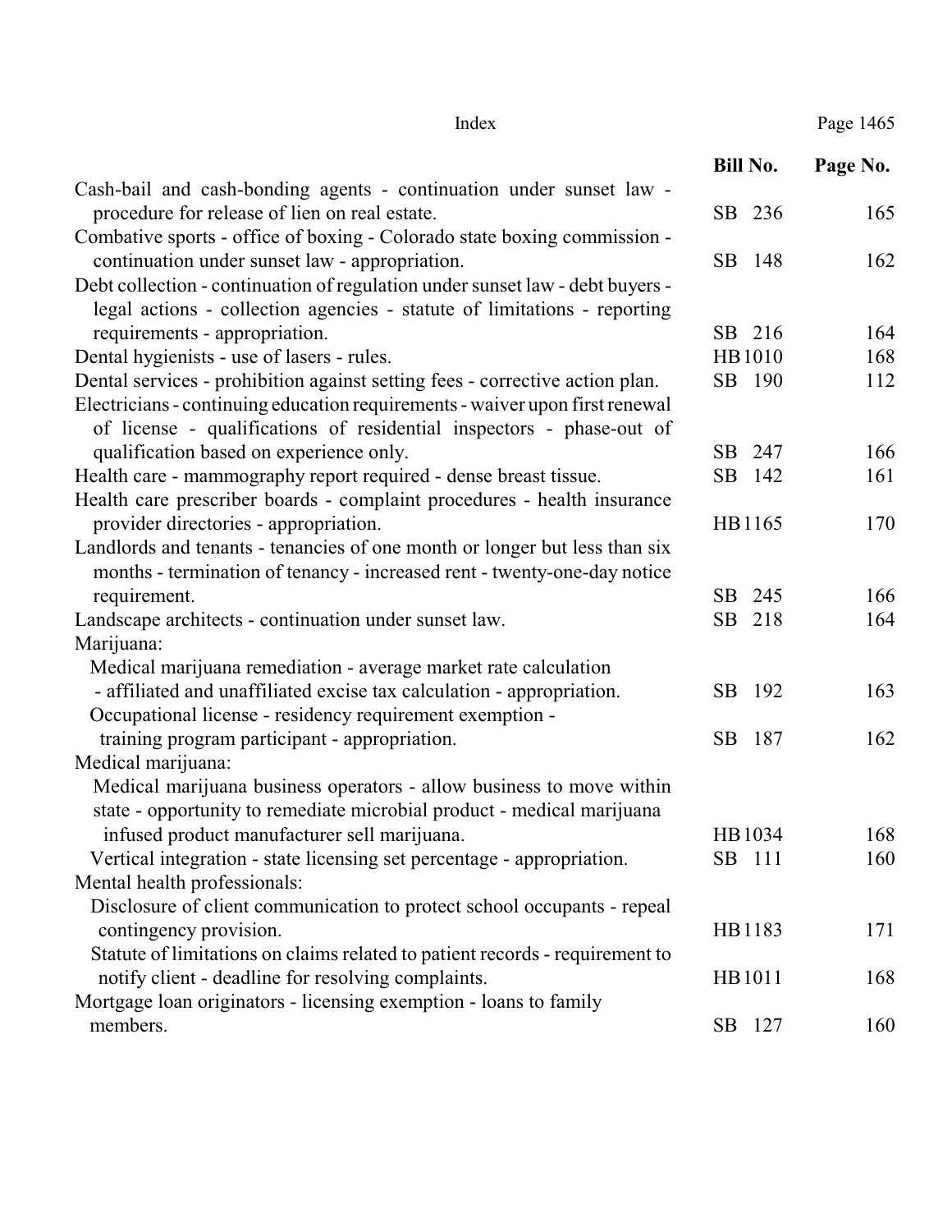| | Bill No. | Page No. |
|---|---|---|
| Cash-bail and cash-bonding agents - continuation under sunset law - procedure for release of lien on real estate. | SB 236 | 165 |
| Combative sports - office of boxing - Colorado state boxing commission - continuation under sunset law - appropriation. | SB 148 | 162 |
| Debt collection - continuation of regulation under sunset law - debt buyers - legal actions - collection agencies - statute of limitations - reporting requirements - appropriation. | SB 216 | 164 |
| Dental hygienists - use of lasers - rules. | HB1010 | 168 |
| Dental services - prohibition against setting fees - corrective action plan. | SB 190 | 112 |
| Electricians - continuing education requirements - waiver upon first renewal of license - qualifications of residential inspectors - phase-out of qualification based on experience only. | SB 247 | 166 |
| Health care - mammography report required - dense breast tissue. | SB 142 | 161 |
| Health care prescriber boards - complaint procedures - health insurance provider directories - appropriation. | HB1165 | 170 |
| Landlords and tenants - tenancies of one month or longer but less than six months - termination of tenancy - increased rent - twenty-one-day notice requirement. | SB 245 | 166 |
| Landscape architects - continuation under sunset law. | SB 218 | 164 |
| Marijuana: | | |
| Medical marijuana remediation - average market rate calculation - affiliated and unaffiliated excise tax calculation - appropriation. | SB 192 | 163 |
| Occupational license - residency requirement exemption - training program participant - appropriation. | SB 187 | 162 |
| Medical marijuana: | | |
| Medical marijuana business operators - allow business to move within state - opportunity to remediate microbial product - medical marijuana infused product manufacturer sell marijuana. | HB1034 | 168 |
| Vertical integration - state licensing set percentage - appropriation. | SB 111 | 160 |
| Mental health professionals: | | |
| Disclosure of client communication to protect school occupants - repeal contingency provision. | HB1183 | 171 |
| Statute of limitations on claims related to patient records - requirement to notify client - deadline for resolving complaints. | HB1011 | 168 |
| Mortgage loan originators - licensing exemption - loans to family members. | SB 127 | 160 |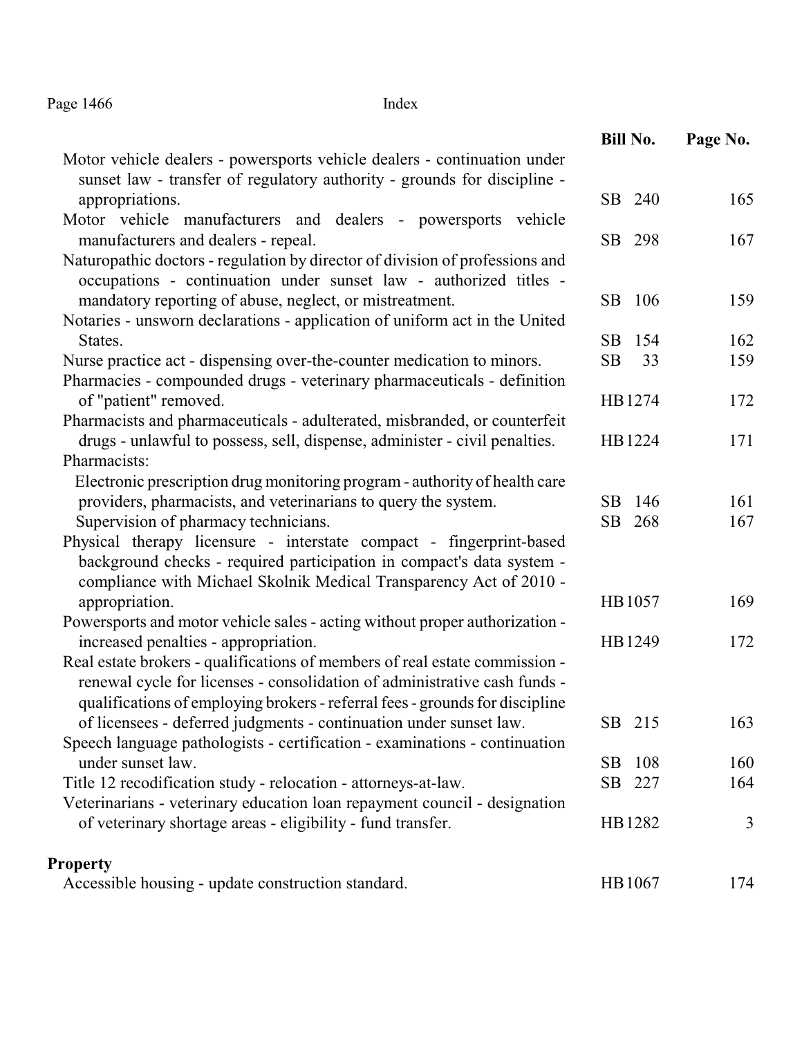| | Bill No. | Page No. |
|---|---|---|
| Motor vehicle dealers - powersports vehicle dealers - continuation under sunset law - transfer of regulatory authority - grounds for discipline - appropriations. | SB 240 | 165 |
| Motor vehicle manufacturers and dealers - powersports vehicle manufacturers and dealers - repeal. | SB 298 | 167 |
| Naturopathic doctors - regulation by director of division of professions and occupations - continuation under sunset law - authorized titles - mandatory reporting of abuse, neglect, or mistreatment. | SB 106 | 159 |
| Notaries - unsworn declarations - application of uniform act in the United States. | SB 154 | 162 |
| Nurse practice act - dispensing over-the-counter medication to minors. | SB 33 | 159 |
| Pharmacies - compounded drugs - veterinary pharmaceuticals - definition of "patient" removed. | HB 1274 | 172 |
| Pharmacists and pharmaceuticals - adulterated, misbranded, or counterfeit drugs - unlawful to possess, sell, dispense, administer - civil penalties. | HB 1224 | 171 |
| Pharmacists: | | |
| Electronic prescription drug monitoring program - authority of health care providers, pharmacists, and veterinarians to query the system. | SB 146 | 161 |
| Supervision of pharmacy technicians. | SB 268 | 167 |
| Physical therapy licensure - interstate compact - fingerprint-based background checks - required participation in compact's data system - compliance with Michael Skolnik Medical Transparency Act of 2010 - appropriation. | HB 1057 | 169 |
| Powersports and motor vehicle sales - acting without proper authorization - increased penalties - appropriation. | HB 1249 | 172 |
| Real estate brokers - qualifications of members of real estate commission - renewal cycle for licenses - consolidation of administrative cash funds - qualifications of employing brokers - referral fees - grounds for discipline of licensees - deferred judgments - continuation under sunset law. | SB 215 | 163 |
| Speech language pathologists - certification - examinations - continuation under sunset law. | SB 108 | 160 |
| Title 12 recodification study - relocation - attorneys-at-law. | SB 227 | 164 |
| Veterinarians - veterinary education loan repayment council - designation of veterinary shortage areas - eligibility - fund transfer. | HB 1282 | 3 |

**Property**

| | Bill No. | Page No. |
|---|---|---|
| Accessible housing - update construction standard. | HB 1067 | 174 |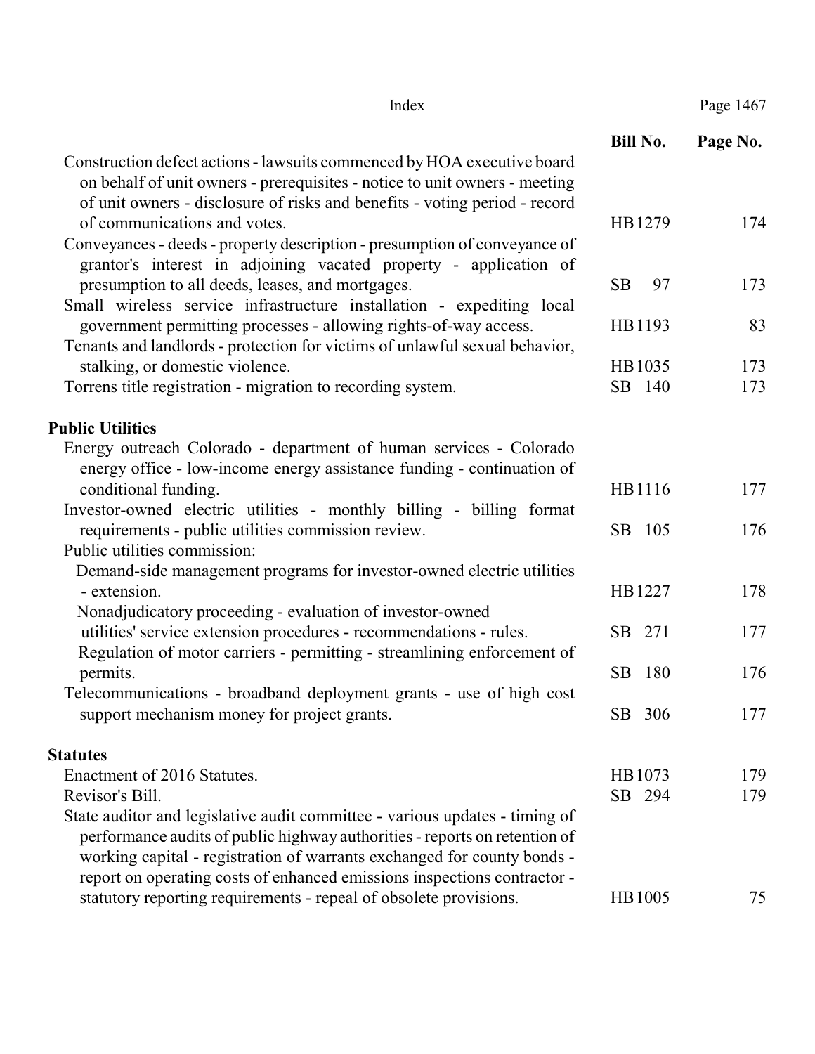| | Bill No. | Page No. |
|---|---|---|
| Construction defect actions - lawsuits commenced by HOA executive board on behalf of unit owners - prerequisites - notice to unit owners - meeting of unit owners - disclosure of risks and benefits - voting period - record of communications and votes. | HB 1279 | 174 |
| Conveyances - deeds - property description - presumption of conveyance of grantor's interest in adjoining vacated property - application of presumption to all deeds, leases, and mortgages. | SB 97 | 173 |
| Small wireless service infrastructure installation - expediting local government permitting processes - allowing rights-of-way access. | HB 1193 | 83 |
| Tenants and landlords - protection for victims of unlawful sexual behavior, stalking, or domestic violence. | HB 1035 | 173 |
| Torrens title registration - migration to recording system. | SB 140 | 173 |

**Public Utilities**

| | Bill No. | Page No. |
|---|---|---|
| Energy outreach Colorado - department of human services - Colorado energy office - low-income energy assistance funding - continuation of conditional funding. | HB 1116 | 177 |
| Investor-owned electric utilities - monthly billing - billing format requirements - public utilities commission review. | SB 105 | 176 |
| Public utilities commission: | | |
| Demand-side management programs for investor-owned electric utilities - extension. | HB 1227 | 178 |
| Nonadjudicatory proceeding - evaluation of investor-owned utilities' service extension procedures - recommendations - rules. | SB 271 | 177 |
| Regulation of motor carriers - permitting - streamlining enforcement of permits. | SB 180 | 176 |
| Telecommunications - broadband deployment grants - use of high cost support mechanism money for project grants. | SB 306 | 177 |

**Statutes**

| | Bill No. | Page No. |
|---|---|---|
| Enactment of 2016 Statutes. | HB 1073 | 179 |
| Revisor's Bill. | SB 294 | 179 |
| State auditor and legislative audit committee - various updates - timing of performance audits of public highway authorities - reports on retention of working capital - registration of warrants exchanged for county bonds - report on operating costs of enhanced emissions inspections contractor - statutory reporting requirements - repeal of obsolete provisions. | HB 1005 | 75 |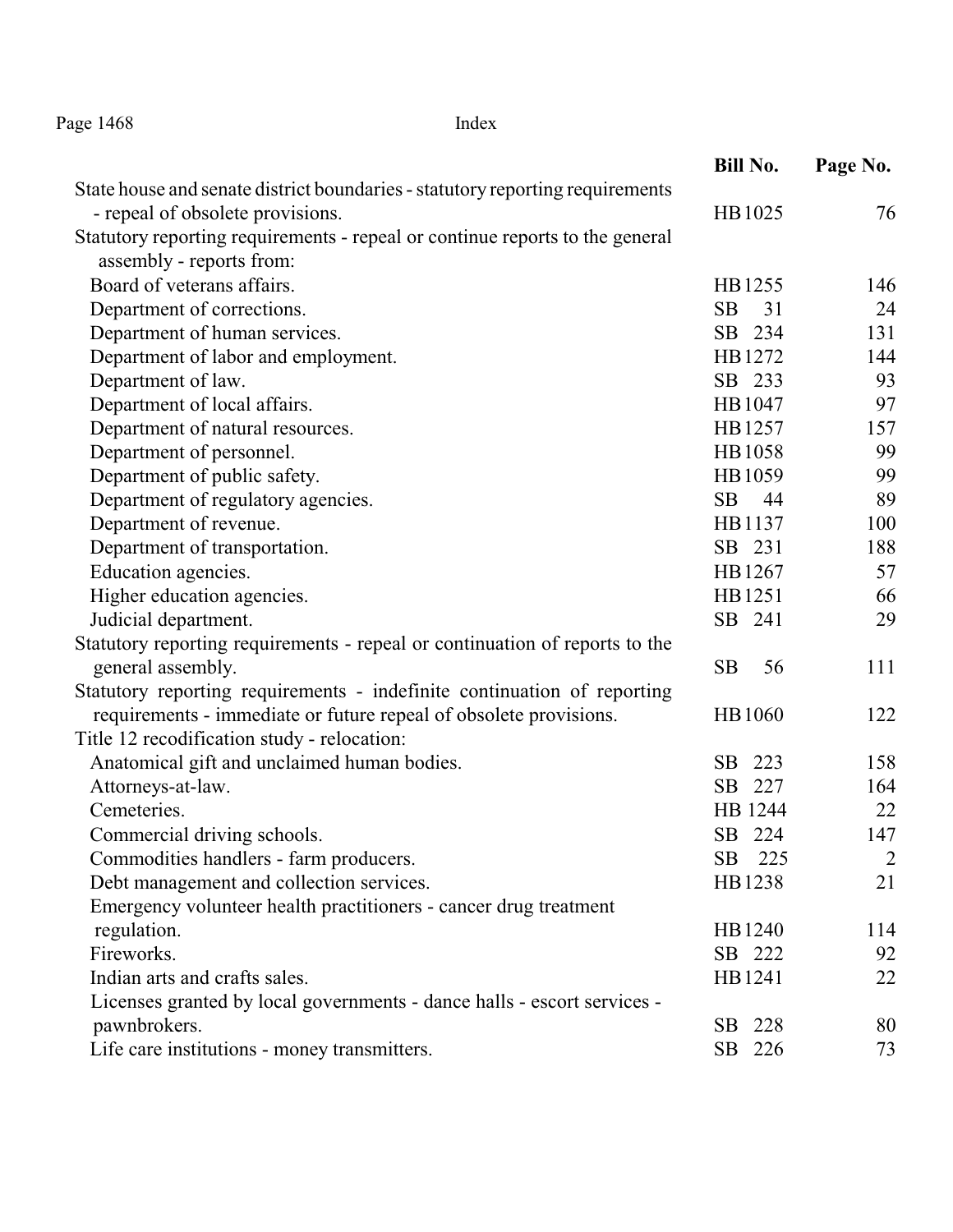| | Bill No. | Page No. |
|---|---|---|
| State house and senate district boundaries - statutory reporting requirements - repeal of obsolete provisions. | HB 1025 | 76 |
| Statutory reporting requirements - repeal or continue reports to the general assembly - reports from: | | |
| Board of veterans affairs. | HB 1255 | 146 |
| Department of corrections. | SB 31 | 24 |
| Department of human services. | SB 234 | 131 |
| Department of labor and employment. | HB 1272 | 144 |
| Department of law. | SB 233 | 93 |
| Department of local affairs. | HB 1047 | 97 |
| Department of natural resources. | HB 1257 | 157 |
| Department of personnel. | HB 1058 | 99 |
| Department of public safety. | HB 1059 | 99 |
| Department of regulatory agencies. | SB 44 | 89 |
| Department of revenue. | HB 1137 | 100 |
| Department of transportation. | SB 231 | 188 |
| Education agencies. | HB 1267 | 57 |
| Higher education agencies. | HB 1251 | 66 |
| Judicial department. | SB 241 | 29 |
| Statutory reporting requirements - repeal or continuation of reports to the general assembly. | SB 56 | 111 |
| Statutory reporting requirements - indefinite continuation of reporting requirements - immediate or future repeal of obsolete provisions. | HB 1060 | 122 |
| Title 12 recodification study - relocation: | | |
| Anatomical gift and unclaimed human bodies. | SB 223 | 158 |
| Attorneys-at-law. | SB 227 | 164 |
| Cemeteries. | HB 1244 | 22 |
| Commercial driving schools. | SB 224 | 147 |
| Commodities handlers - farm producers. | SB 225 | 2 |
| Debt management and collection services. | HB 1238 | 21 |
| Emergency volunteer health practitioners - cancer drug treatment regulation. | HB 1240 | 114 |
| Fireworks. | SB 222 | 92 |
| Indian arts and crafts sales. | HB 1241 | 22 |
| Licenses granted by local governments - dance halls - escort services - pawnbrokers. | SB 228 | 80 |
| Life care institutions - money transmitters. | SB 226 | 73 |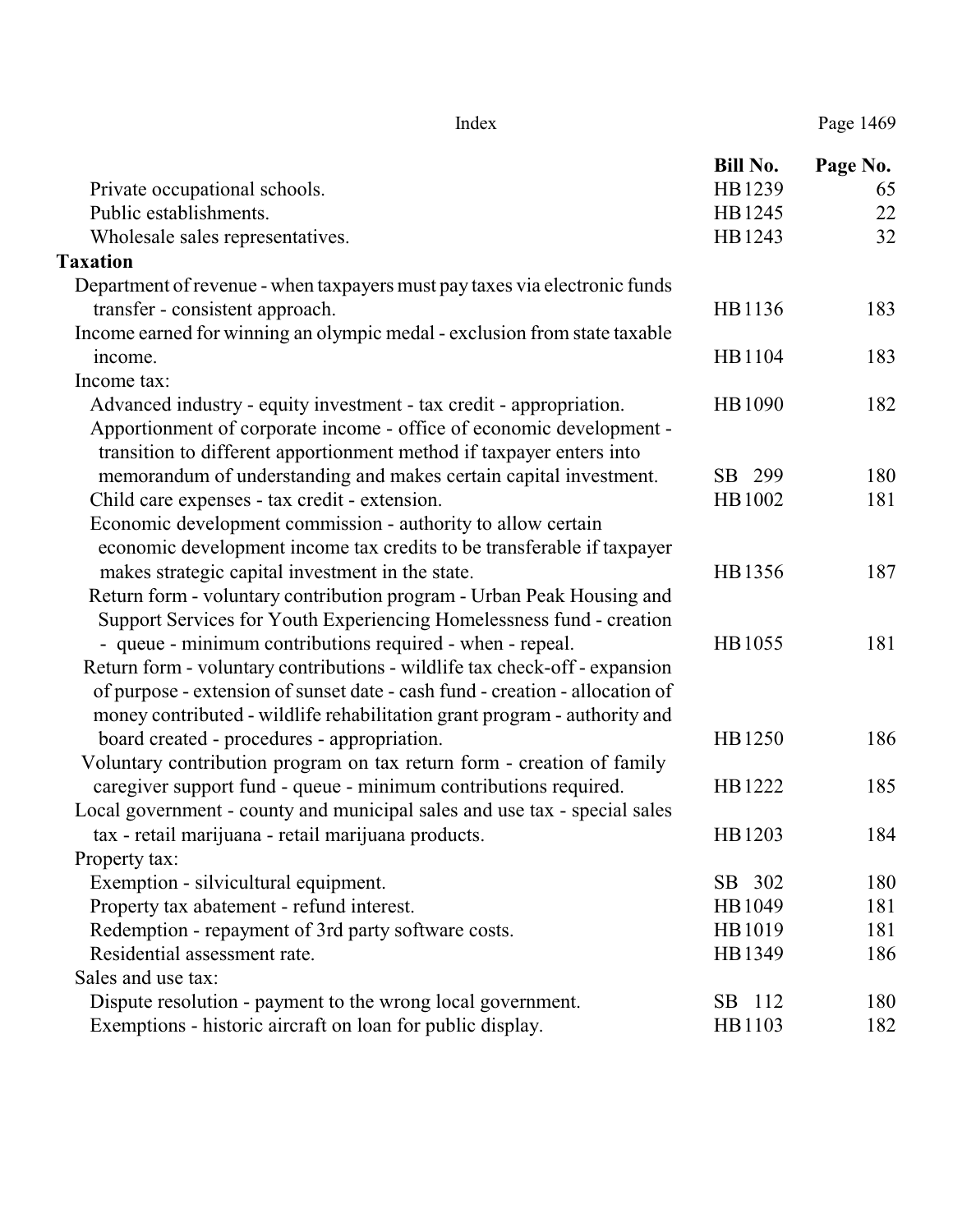| | Bill No. | Page No. |
|---|---|---|
| Private occupational schools. | HB 1239 | 65 |
| Public establishments. | HB 1245 | 22 |
| Wholesale sales representatives. | HB 1243 | 32 |
| **Taxation** | | |
| Department of revenue - when taxpayers must pay taxes via electronic funds transfer - consistent approach. | HB 1136 | 183 |
| Income earned for winning an olympic medal - exclusion from state taxable income. | HB 1104 | 183 |
| Income tax: | | |
| Advanced industry - equity investment - tax credit - appropriation. | HB 1090 | 182 |
| Apportionment of corporate income - office of economic development - transition to different apportionment method if taxpayer enters into memorandum of understanding and makes certain capital investment. | SB 299 | 180 |
| Child care expenses - tax credit - extension. | HB 1002 | 181 |
| Economic development commission - authority to allow certain economic development income tax credits to be transferable if taxpayer makes strategic capital investment in the state. | HB 1356 | 187 |
| Return form - voluntary contribution program - Urban Peak Housing and Support Services for Youth Experiencing Homelessness fund - creation - queue - minimum contributions required - when - repeal. | HB 1055 | 181 |
| Return form - voluntary contributions - wildlife tax check-off - expansion of purpose - extension of sunset date - cash fund - creation - allocation of money contributed - wildlife rehabilitation grant program - authority and board created - procedures - appropriation. | HB 1250 | 186 |
| Voluntary contribution program on tax return form - creation of family caregiver support fund - queue - minimum contributions required. | HB 1222 | 185 |
| Local government - county and municipal sales and use tax - special sales tax - retail marijuana - retail marijuana products. | HB 1203 | 184 |
| Property tax: | | |
| Exemption - silvicultural equipment. | SB 302 | 180 |
| Property tax abatement - refund interest. | HB 1049 | 181 |
| Redemption - repayment of 3rd party software costs. | HB 1019 | 181 |
| Residential assessment rate. | HB 1349 | 186 |
| Sales and use tax: | | |
| Dispute resolution - payment to the wrong local government. | SB 112 | 180 |
| Exemptions - historic aircraft on loan for public display. | HB 1103 | 182 |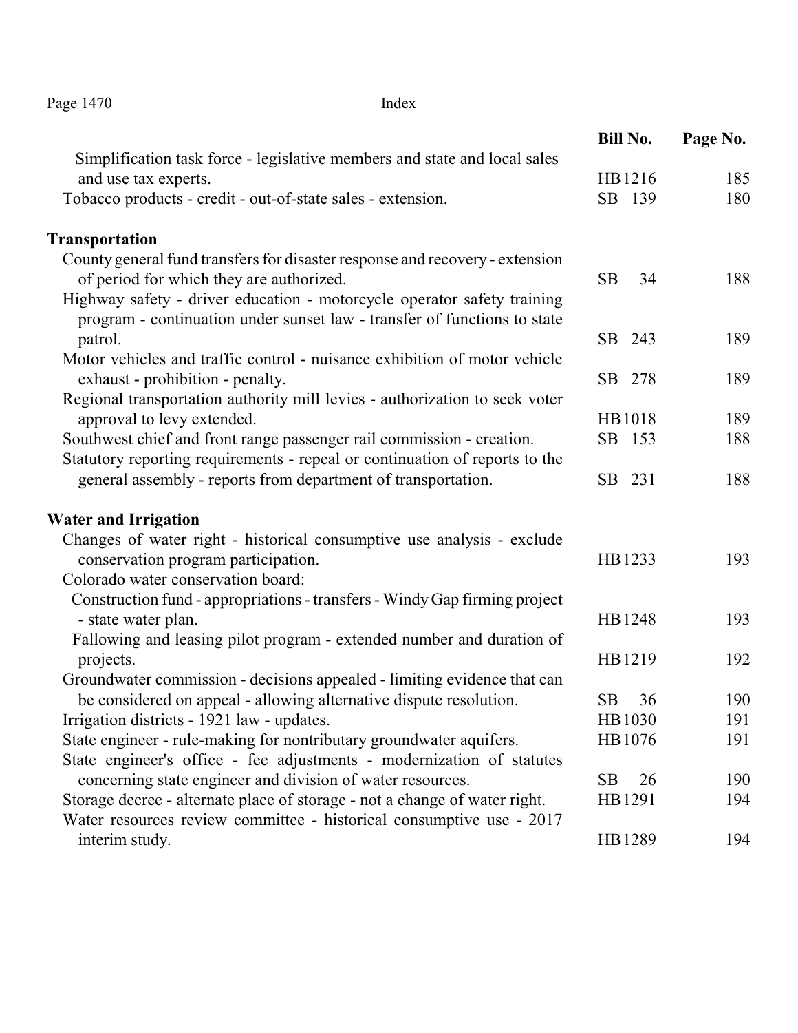| | Bill No. | Page No. |
|---|---|---|
| Simplification task force - legislative members and state and local sales and use tax experts. | HB1216 | 185 |
| Tobacco products - credit - out-of-state sales - extension. | SB 139 | 180 |

**Transportation**

| | Bill No. | Page No. |
|---|---|---|
| County general fund transfers for disaster response and recovery - extension of period for which they are authorized. | SB 34 | 188 |
| Highway safety - driver education - motorcycle operator safety training program - continuation under sunset law - transfer of functions to state patrol. | SB 243 | 189 |
| Motor vehicles and traffic control - nuisance exhibition of motor vehicle exhaust - prohibition - penalty. | SB 278 | 189 |
| Regional transportation authority mill levies - authorization to seek voter approval to levy extended. | HB1018 | 189 |
| Southwest chief and front range passenger rail commission - creation. | SB 153 | 188 |
| Statutory reporting requirements - repeal or continuation of reports to the general assembly - reports from department of transportation. | SB 231 | 188 |

**Water and Irrigation**

| | Bill No. | Page No. |
|---|---|---|
| Changes of water right - historical consumptive use analysis - exclude conservation program participation. | HB1233 | 193 |
| Colorado water conservation board: | | |
| Construction fund - appropriations - transfers - Windy Gap firming project - state water plan. | HB1248 | 193 |
| Fallowing and leasing pilot program - extended number and duration of projects. | HB1219 | 192 |
| Groundwater commission - decisions appealed - limiting evidence that can be considered on appeal - allowing alternative dispute resolution. | SB 36 | 190 |
| Irrigation districts - 1921 law - updates. | HB1030 | 191 |
| State engineer - rule-making for nontributary groundwater aquifers. | HB1076 | 191 |
| State engineer's office - fee adjustments - modernization of statutes concerning state engineer and division of water resources. | SB 26 | 190 |
| Storage decree - alternate place of storage - not a change of water right. | HB1291 | 194 |
| Water resources review committee - historical consumptive use - 2017 interim study. | HB1289 | 194 |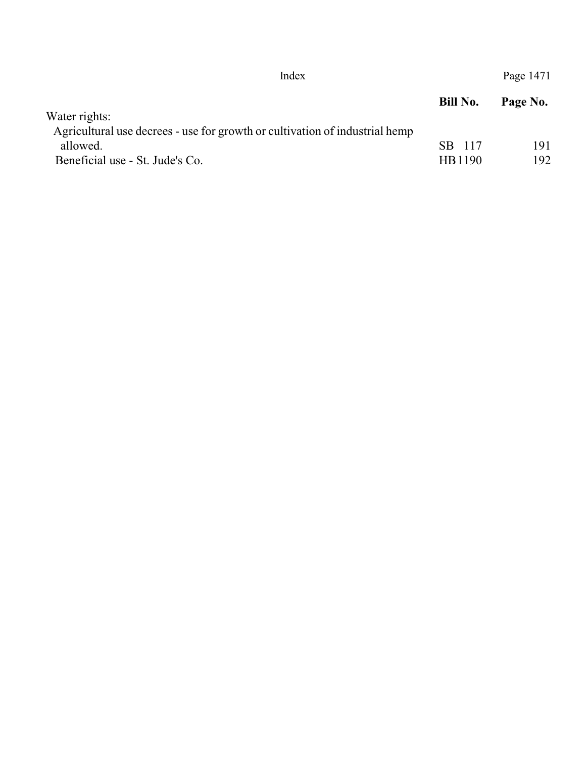| | Bill No. | Page No. |
|---|---|---|
| Water rights: | | |
| Agricultural use decrees - use for growth or cultivation of industrial hemp allowed. | SB 117 | 191 |
| Beneficial use - St. Jude's Co. | HB 1190 | 192 |